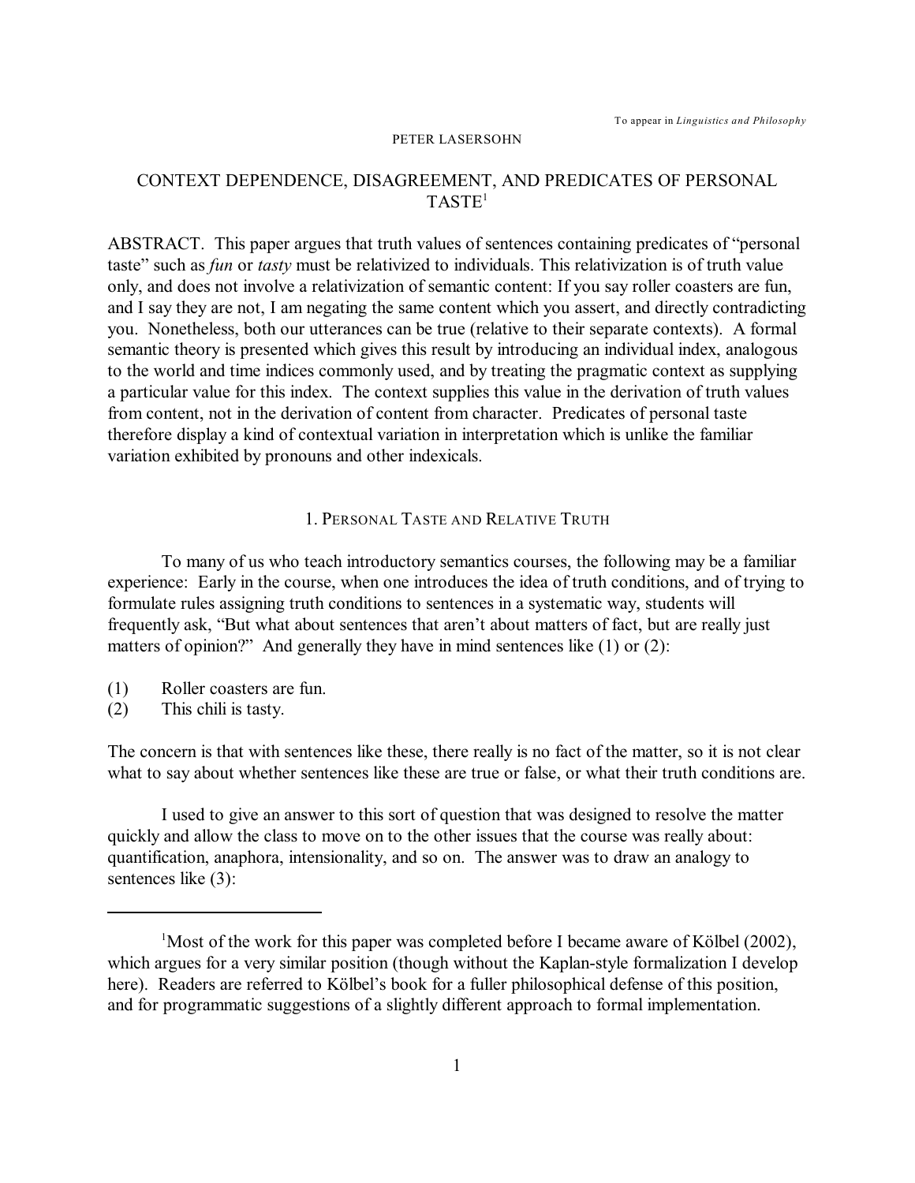To appear in *Linguistics and Philosophy*

PETER LASERSOHN

# CONTEXT DEPENDENCE, DISAGREEMENT, AND PREDICATES OF PERSONAL TASTE[1]

ABSTRACT. This paper argues that truth values of sentences containing predicates of "personal taste" such as *fun* or *tasty* must be relativized to individuals. This relativization is of truth value only, and does not involve a relativization of semantic content: If you say roller coasters are fun, and I say they are not, I am negating the same content which you assert, and directly contradicting you. Nonetheless, both our utterances can be true (relative to their separate contexts). A formal semantic theory is presented which gives this result by introducing an individual index, analogous to the world and time indices commonly used, and by treating the pragmatic context as supplying a particular value for this index. The context supplies this value in the derivation of truth values from content, not in the derivation of content from character. Predicates of personal taste therefore display a kind of contextual variation in interpretation which is unlike the familiar variation exhibited by pronouns and other indexicals.

## 1. PERSONAL TASTE AND RELATIVE TRUTH

To many of us who teach introductory semantics courses, the following may be a familiar experience: Early in the course, when one introduces the idea of truth conditions, and of trying to formulate rules assigning truth conditions to sentences in a systematic way, students will frequently ask, "But what about sentences that aren't about matters of fact, but are really just matters of opinion?" And generally they have in mind sentences like (1) or (2):

(1) Roller coasters are fun.
(2) This chili is tasty.

The concern is that with sentences like these, there really is no fact of the matter, so it is not clear what to say about whether sentences like these are true or false, or what their truth conditions are.

I used to give an answer to this sort of question that was designed to resolve the matter quickly and allow the class to move on to the other issues that the course was really about: quantification, anaphora, intensionality, and so on. The answer was to draw an analogy to sentences like (3):

[1] Most of the work for this paper was completed before I became aware of Kölbel (2002), which argues for a very similar position (though without the Kaplan-style formalization I develop here). Readers are referred to Kölbel's book for a fuller philosophical defense of this position, and for programmatic suggestions of a slightly different approach to formal implementation.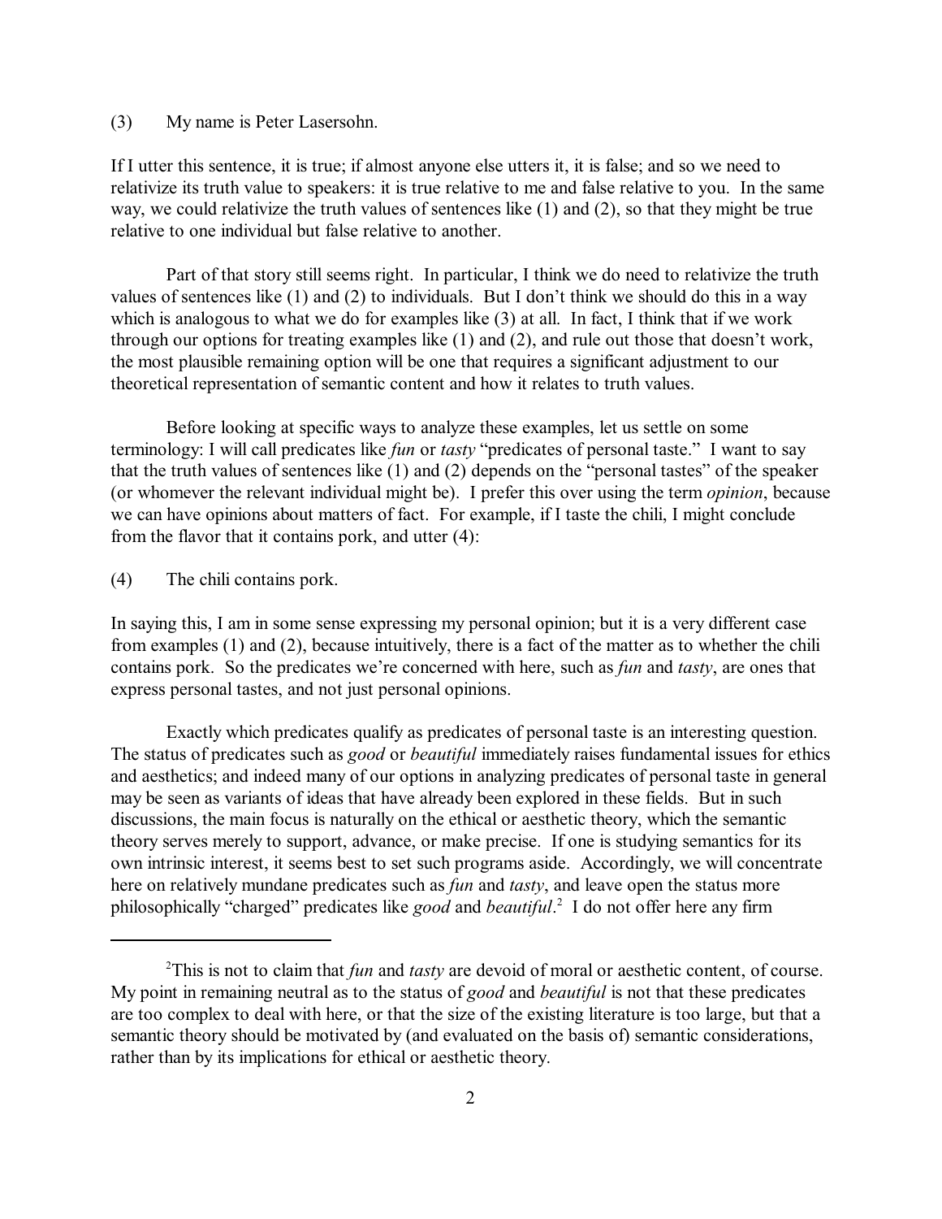(3) My name is Peter Lasersohn.

If I utter this sentence, it is true; if almost anyone else utters it, it is false; and so we need to relativize its truth value to speakers: it is true relative to me and false relative to you. In the same way, we could relativize the truth values of sentences like (1) and (2), so that they might be true relative to one individual but false relative to another.

Part of that story still seems right. In particular, I think we do need to relativize the truth values of sentences like (1) and (2) to individuals. But I don't think we should do this in a way which is analogous to what we do for examples like (3) at all. In fact, I think that if we work through our options for treating examples like (1) and (2), and rule out those that doesn't work, the most plausible remaining option will be one that requires a significant adjustment to our theoretical representation of semantic content and how it relates to truth values.

Before looking at specific ways to analyze these examples, let us settle on some terminology: I will call predicates like *fun* or *tasty* "predicates of personal taste." I want to say that the truth values of sentences like (1) and (2) depends on the "personal tastes" of the speaker (or whomever the relevant individual might be). I prefer this over using the term *opinion*, because we can have opinions about matters of fact. For example, if I taste the chili, I might conclude from the flavor that it contains pork, and utter (4):

(4) The chili contains pork.

In saying this, I am in some sense expressing my personal opinion; but it is a very different case from examples (1) and (2), because intuitively, there is a fact of the matter as to whether the chili contains pork. So the predicates we're concerned with here, such as *fun* and *tasty*, are ones that express personal tastes, and not just personal opinions.

Exactly which predicates qualify as predicates of personal taste is an interesting question. The status of predicates such as *good* or *beautiful* immediately raises fundamental issues for ethics and aesthetics; and indeed many of our options in analyzing predicates of personal taste in general may be seen as variants of ideas that have already been explored in these fields. But in such discussions, the main focus is naturally on the ethical or aesthetic theory, which the semantic theory serves merely to support, advance, or make precise. If one is studying semantics for its own intrinsic interest, it seems best to set such programs aside. Accordingly, we will concentrate here on relatively mundane predicates such as *fun* and *tasty*, and leave open the status more philosophically "charged" predicates like *good* and *beautiful*.[2] I do not offer here any firm

[2] This is not to claim that *fun* and *tasty* are devoid of moral or aesthetic content, of course. My point in remaining neutral as to the status of *good* and *beautiful* is not that these predicates are too complex to deal with here, or that the size of the existing literature is too large, but that a semantic theory should be motivated by (and evaluated on the basis of) semantic considerations, rather than by its implications for ethical or aesthetic theory.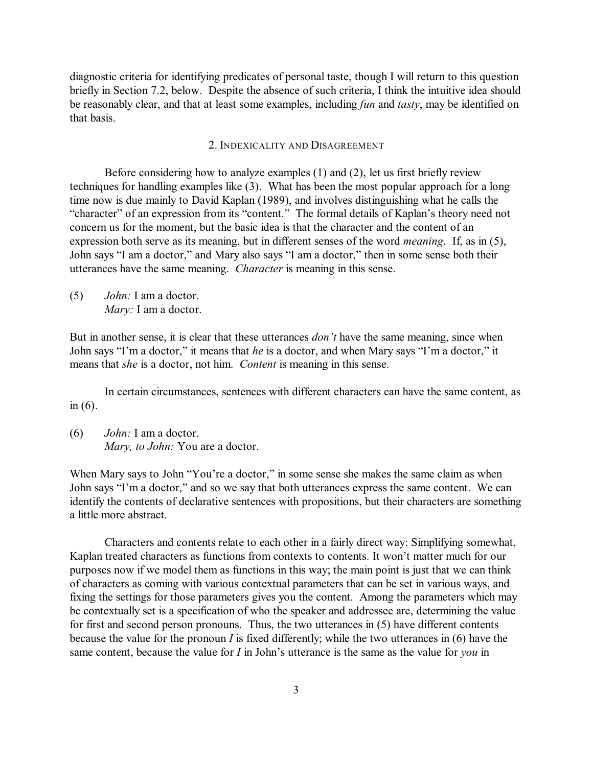diagnostic criteria for identifying predicates of personal taste, though I will return to this question briefly in Section 7.2, below. Despite the absence of such criteria, I think the intuitive idea should be reasonably clear, and that at least some examples, including *fun* and *tasty*, may be identified on that basis.

## 2. Indexicality and Disagreement

Before considering how to analyze examples (1) and (2), let us first briefly review techniques for handling examples like (3). What has been the most popular approach for a long time now is due mainly to David Kaplan (1989), and involves distinguishing what he calls the "character" of an expression from its "content." The formal details of Kaplan's theory need not concern us for the moment, but the basic idea is that the character and the content of an expression both serve as its meaning, but in different senses of the word *meaning*. If, as in (5), John says "I am a doctor," and Mary also says "I am a doctor," then in some sense both their utterances have the same meaning. *Character* is meaning in this sense.

(5) *John:* I am a doctor.
*Mary:* I am a doctor.

But in another sense, it is clear that these utterances *don't* have the same meaning, since when John says "I'm a doctor," it means that *he* is a doctor, and when Mary says "I'm a doctor," it means that *she* is a doctor, not him. *Content* is meaning in this sense.

In certain circumstances, sentences with different characters can have the same content, as in (6).

(6) *John:* I am a doctor.
*Mary, to John:* You are a doctor.

When Mary says to John "You're a doctor," in some sense she makes the same claim as when John says "I'm a doctor," and so we say that both utterances express the same content. We can identify the contents of declarative sentences with propositions, but their characters are something a little more abstract.

Characters and contents relate to each other in a fairly direct way: Simplifying somewhat, Kaplan treated characters as functions from contexts to contents. It won't matter much for our purposes now if we model them as functions in this way; the main point is just that we can think of characters as coming with various contextual parameters that can be set in various ways, and fixing the settings for those parameters gives you the content. Among the parameters which may be contextually set is a specification of who the speaker and addressee are, determining the value for first and second person pronouns. Thus, the two utterances in (5) have different contents because the value for the pronoun *I* is fixed differently; while the two utterances in (6) have the same content, because the value for *I* in John's utterance is the same as the value for *you* in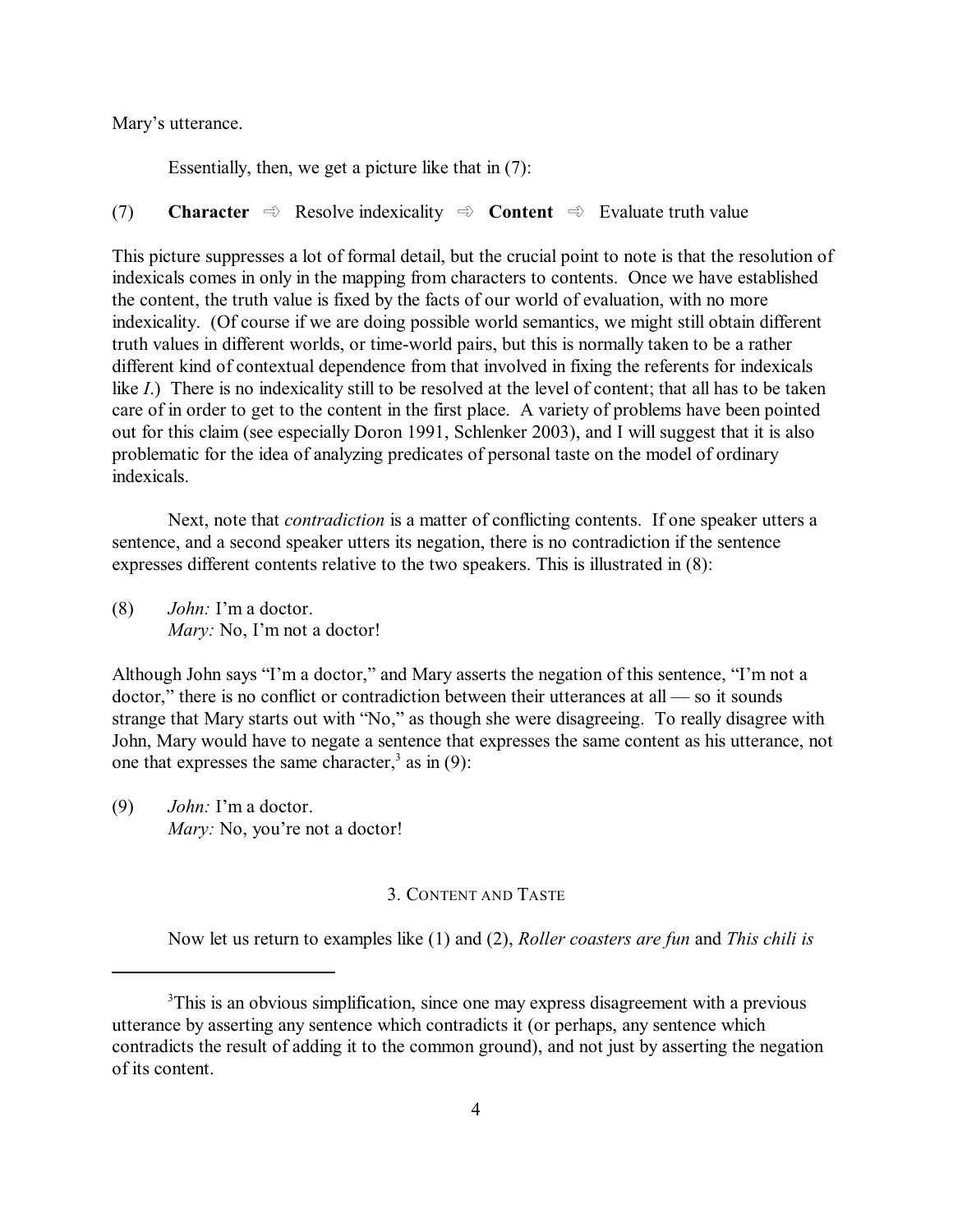Mary's utterance.

Essentially, then, we get a picture like that in (7):

(7) **Character** ⇨ Resolve indexicality ⇨ **Content** ⇨ Evaluate truth value

This picture suppresses a lot of formal detail, but the crucial point to note is that the resolution of indexicals comes in only in the mapping from characters to contents. Once we have established the content, the truth value is fixed by the facts of our world of evaluation, with no more indexicality. (Of course if we are doing possible world semantics, we might still obtain different truth values in different worlds, or time-world pairs, but this is normally taken to be a rather different kind of contextual dependence from that involved in fixing the referents for indexicals like *I*.) There is no indexicality still to be resolved at the level of content; that all has to be taken care of in order to get to the content in the first place. A variety of problems have been pointed out for this claim (see especially Doron 1991, Schlenker 2003), and I will suggest that it is also problematic for the idea of analyzing predicates of personal taste on the model of ordinary indexicals.

Next, note that *contradiction* is a matter of conflicting contents. If one speaker utters a sentence, and a second speaker utters its negation, there is no contradiction if the sentence expresses different contents relative to the two speakers. This is illustrated in (8):

(8) *John:* I'm a doctor.
*Mary:* No, I'm not a doctor!

Although John says "I'm a doctor," and Mary asserts the negation of this sentence, "I'm not a doctor," there is no conflict or contradiction between their utterances at all — so it sounds strange that Mary starts out with "No," as though she were disagreeing. To really disagree with John, Mary would have to negate a sentence that expresses the same content as his utterance, not one that expresses the same character,[3] as in (9):

(9) *John:* I'm a doctor.
*Mary:* No, you're not a doctor!

## 3. Content and Taste

Now let us return to examples like (1) and (2), *Roller coasters are fun* and *This chili is*

[3]This is an obvious simplification, since one may express disagreement with a previous utterance by asserting any sentence which contradicts it (or perhaps, any sentence which contradicts the result of adding it to the common ground), and not just by asserting the negation of its content.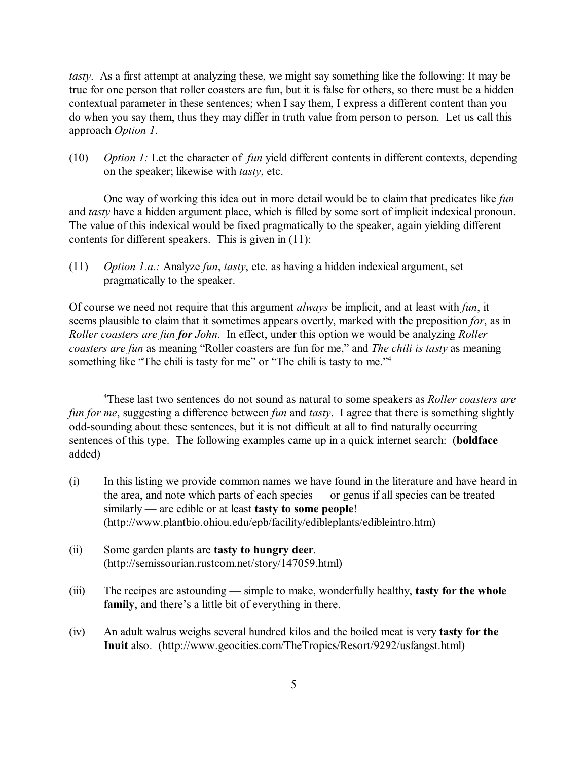*tasty*. As a first attempt at analyzing these, we might say something like the following: It may be true for one person that roller coasters are fun, but it is false for others, so there must be a hidden contextual parameter in these sentences; when I say them, I express a different content than you do when you say them, thus they may differ in truth value from person to person. Let us call this approach *Option 1*.

(10) *Option 1:* Let the character of *fun* yield different contents in different contexts, depending on the speaker; likewise with *tasty*, etc.

One way of working this idea out in more detail would be to claim that predicates like *fun* and *tasty* have a hidden argument place, which is filled by some sort of implicit indexical pronoun. The value of this indexical would be fixed pragmatically to the speaker, again yielding different contents for different speakers. This is given in (11):

(11) *Option 1.a.:* Analyze *fun*, *tasty*, etc. as having a hidden indexical argument, set pragmatically to the speaker.

Of course we need not require that this argument *always* be implicit, and at least with *fun*, it seems plausible to claim that it sometimes appears overtly, marked with the preposition *for*, as in *Roller coasters are fun **for** John*. In effect, under this option we would be analyzing *Roller coasters are fun* as meaning "Roller coasters are fun for me," and *The chili is tasty* as meaning something like "The chili is tasty for me" or "The chili is tasty to me."[4]

---

[4]These last two sentences do not sound as natural to some speakers as *Roller coasters are fun for me*, suggesting a difference between *fun* and *tasty*. I agree that there is something slightly odd-sounding about these sentences, but it is not difficult at all to find naturally occurring sentences of this type. The following examples came up in a quick internet search: (**boldface** added)

(i) In this listing we provide common names we have found in the literature and have heard in the area, and note which parts of each species — or genus if all species can be treated similarly — are edible or at least **tasty to some people**! (http://www.plantbio.ohiou.edu/epb/facility/edibleplants/edibleintro.htm)

(ii) Some garden plants are **tasty to hungry deer**. (http://semissourian.rustcom.net/story/147059.html)

(iii) The recipes are astounding — simple to make, wonderfully healthy, **tasty for the whole family**, and there's a little bit of everything in there.

(iv) An adult walrus weighs several hundred kilos and the boiled meat is very **tasty for the Inuit** also. (http://www.geocities.com/TheTropics/Resort/9292/usfangst.html)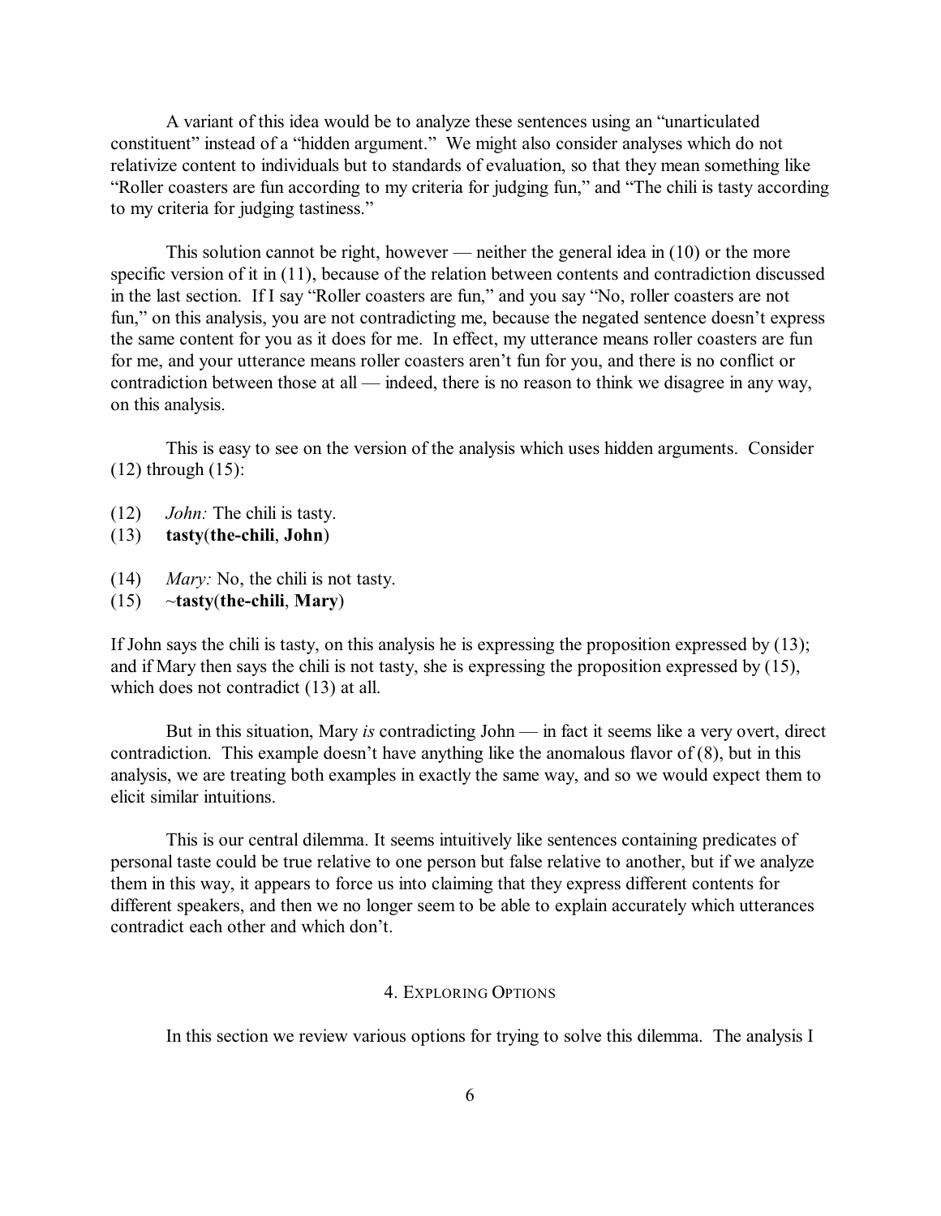A variant of this idea would be to analyze these sentences using an "unarticulated constituent" instead of a "hidden argument." We might also consider analyses which do not relativize content to individuals but to standards of evaluation, so that they mean something like "Roller coasters are fun according to my criteria for judging fun," and "The chili is tasty according to my criteria for judging tastiness."

This solution cannot be right, however — neither the general idea in (10) or the more specific version of it in (11), because of the relation between contents and contradiction discussed in the last section. If I say "Roller coasters are fun," and you say "No, roller coasters are not fun," on this analysis, you are not contradicting me, because the negated sentence doesn't express the same content for you as it does for me. In effect, my utterance means roller coasters are fun for me, and your utterance means roller coasters aren't fun for you, and there is no conflict or contradiction between those at all — indeed, there is no reason to think we disagree in any way, on this analysis.

This is easy to see on the version of the analysis which uses hidden arguments. Consider (12) through (15):

(12) *John:* The chili is tasty.

(13) **tasty**(**the-chili**, **John**)

(14) *Mary:* No, the chili is not tasty.

(15) ~**tasty**(**the-chili**, **Mary**)

If John says the chili is tasty, on this analysis he is expressing the proposition expressed by (13); and if Mary then says the chili is not tasty, she is expressing the proposition expressed by (15), which does not contradict (13) at all.

But in this situation, Mary *is* contradicting John — in fact it seems like a very overt, direct contradiction. This example doesn't have anything like the anomalous flavor of (8), but in this analysis, we are treating both examples in exactly the same way, and so we would expect them to elicit similar intuitions.

This is our central dilemma. It seems intuitively like sentences containing predicates of personal taste could be true relative to one person but false relative to another, but if we analyze them in this way, it appears to force us into claiming that they express different contents for different speakers, and then we no longer seem to be able to explain accurately which utterances contradict each other and which don't.

## 4. Exploring Options

In this section we review various options for trying to solve this dilemma. The analysis I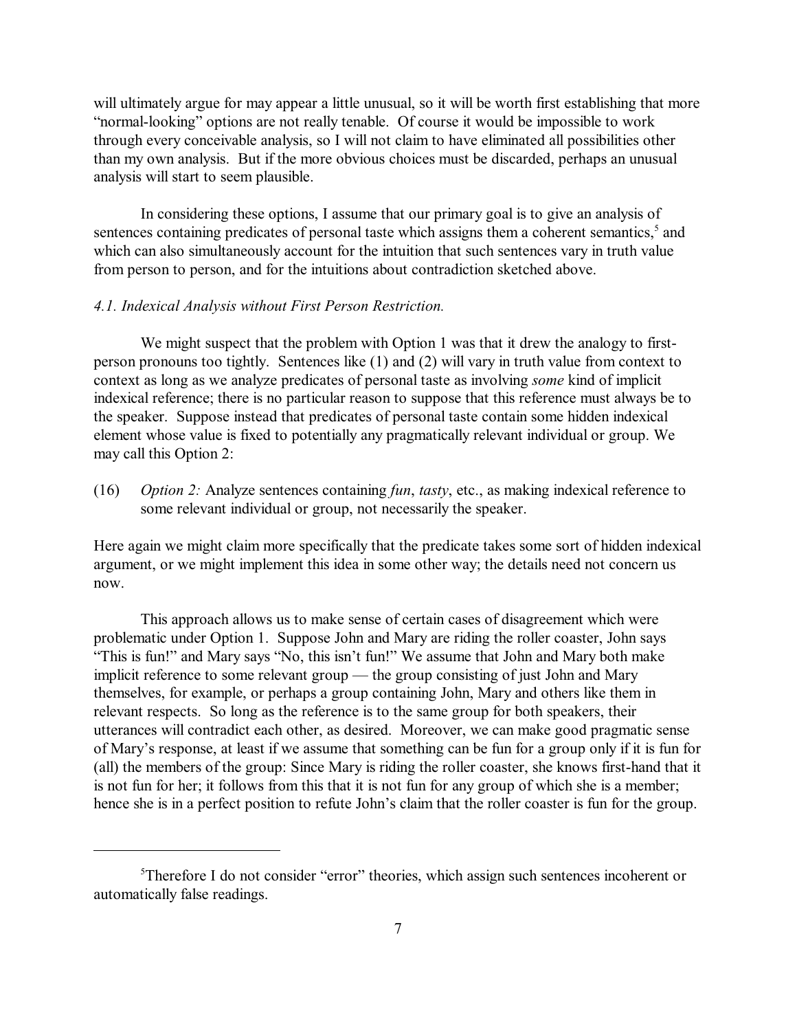will ultimately argue for may appear a little unusual, so it will be worth first establishing that more "normal-looking" options are not really tenable. Of course it would be impossible to work through every conceivable analysis, so I will not claim to have eliminated all possibilities other than my own analysis. But if the more obvious choices must be discarded, perhaps an unusual analysis will start to seem plausible.

In considering these options, I assume that our primary goal is to give an analysis of sentences containing predicates of personal taste which assigns them a coherent semantics,[5] and which can also simultaneously account for the intuition that such sentences vary in truth value from person to person, and for the intuitions about contradiction sketched above.

*4.1. Indexical Analysis without First Person Restriction.*

We might suspect that the problem with Option 1 was that it drew the analogy to first-person pronouns too tightly. Sentences like (1) and (2) will vary in truth value from context to context as long as we analyze predicates of personal taste as involving *some* kind of implicit indexical reference; there is no particular reason to suppose that this reference must always be to the speaker. Suppose instead that predicates of personal taste contain some hidden indexical element whose value is fixed to potentially any pragmatically relevant individual or group. We may call this Option 2:

(16) *Option 2:* Analyze sentences containing *fun*, *tasty*, etc., as making indexical reference to some relevant individual or group, not necessarily the speaker.

Here again we might claim more specifically that the predicate takes some sort of hidden indexical argument, or we might implement this idea in some other way; the details need not concern us now.

This approach allows us to make sense of certain cases of disagreement which were problematic under Option 1. Suppose John and Mary are riding the roller coaster, John says "This is fun!" and Mary says "No, this isn't fun!" We assume that John and Mary both make implicit reference to some relevant group — the group consisting of just John and Mary themselves, for example, or perhaps a group containing John, Mary and others like them in relevant respects. So long as the reference is to the same group for both speakers, their utterances will contradict each other, as desired. Moreover, we can make good pragmatic sense of Mary's response, at least if we assume that something can be fun for a group only if it is fun for (all) the members of the group: Since Mary is riding the roller coaster, she knows first-hand that it is not fun for her; it follows from this that it is not fun for any group of which she is a member; hence she is in a perfect position to refute John's claim that the roller coaster is fun for the group.

---

[5] Therefore I do not consider "error" theories, which assign such sentences incoherent or automatically false readings.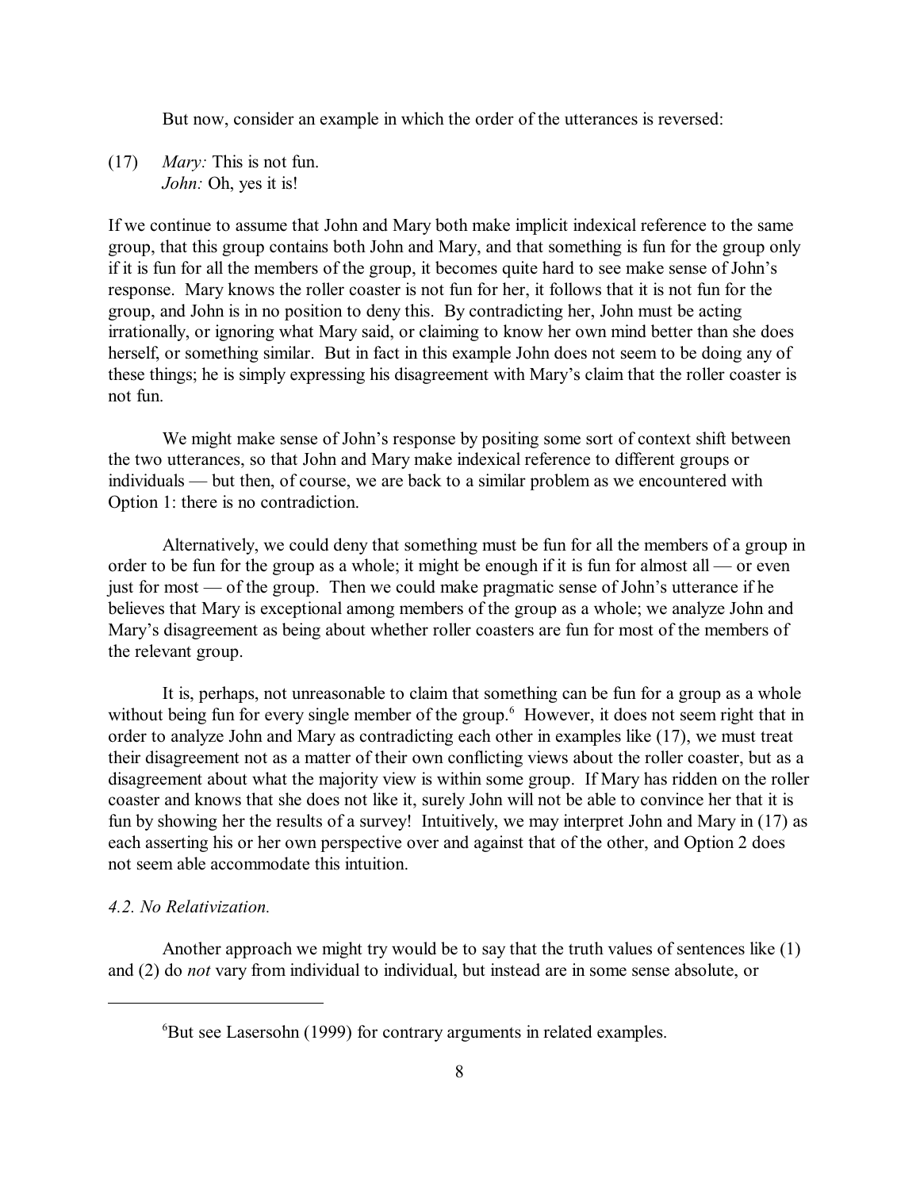But now, consider an example in which the order of the utterances is reversed:

(17) *Mary:* This is not fun.
*John:* Oh, yes it is!

If we continue to assume that John and Mary both make implicit indexical reference to the same group, that this group contains both John and Mary, and that something is fun for the group only if it is fun for all the members of the group, it becomes quite hard to see make sense of John's response. Mary knows the roller coaster is not fun for her, it follows that it is not fun for the group, and John is in no position to deny this. By contradicting her, John must be acting irrationally, or ignoring what Mary said, or claiming to know her own mind better than she does herself, or something similar. But in fact in this example John does not seem to be doing any of these things; he is simply expressing his disagreement with Mary's claim that the roller coaster is not fun.

We might make sense of John's response by positing some sort of context shift between the two utterances, so that John and Mary make indexical reference to different groups or individuals — but then, of course, we are back to a similar problem as we encountered with Option 1: there is no contradiction.

Alternatively, we could deny that something must be fun for all the members of a group in order to be fun for the group as a whole; it might be enough if it is fun for almost all — or even just for most — of the group. Then we could make pragmatic sense of John's utterance if he believes that Mary is exceptional among members of the group as a whole; we analyze John and Mary's disagreement as being about whether roller coasters are fun for most of the members of the relevant group.

It is, perhaps, not unreasonable to claim that something can be fun for a group as a whole without being fun for every single member of the group.[6] However, it does not seem right that in order to analyze John and Mary as contradicting each other in examples like (17), we must treat their disagreement not as a matter of their own conflicting views about the roller coaster, but as a disagreement about what the majority view is within some group. If Mary has ridden on the roller coaster and knows that she does not like it, surely John will not be able to convince her that it is fun by showing her the results of a survey! Intuitively, we may interpret John and Mary in (17) as each asserting his or her own perspective over and against that of the other, and Option 2 does not seem able accommodate this intuition.

*4.2. No Relativization.*

Another approach we might try would be to say that the truth values of sentences like (1) and (2) do *not* vary from individual to individual, but instead are in some sense absolute, or

[6] But see Lasersohn (1999) for contrary arguments in related examples.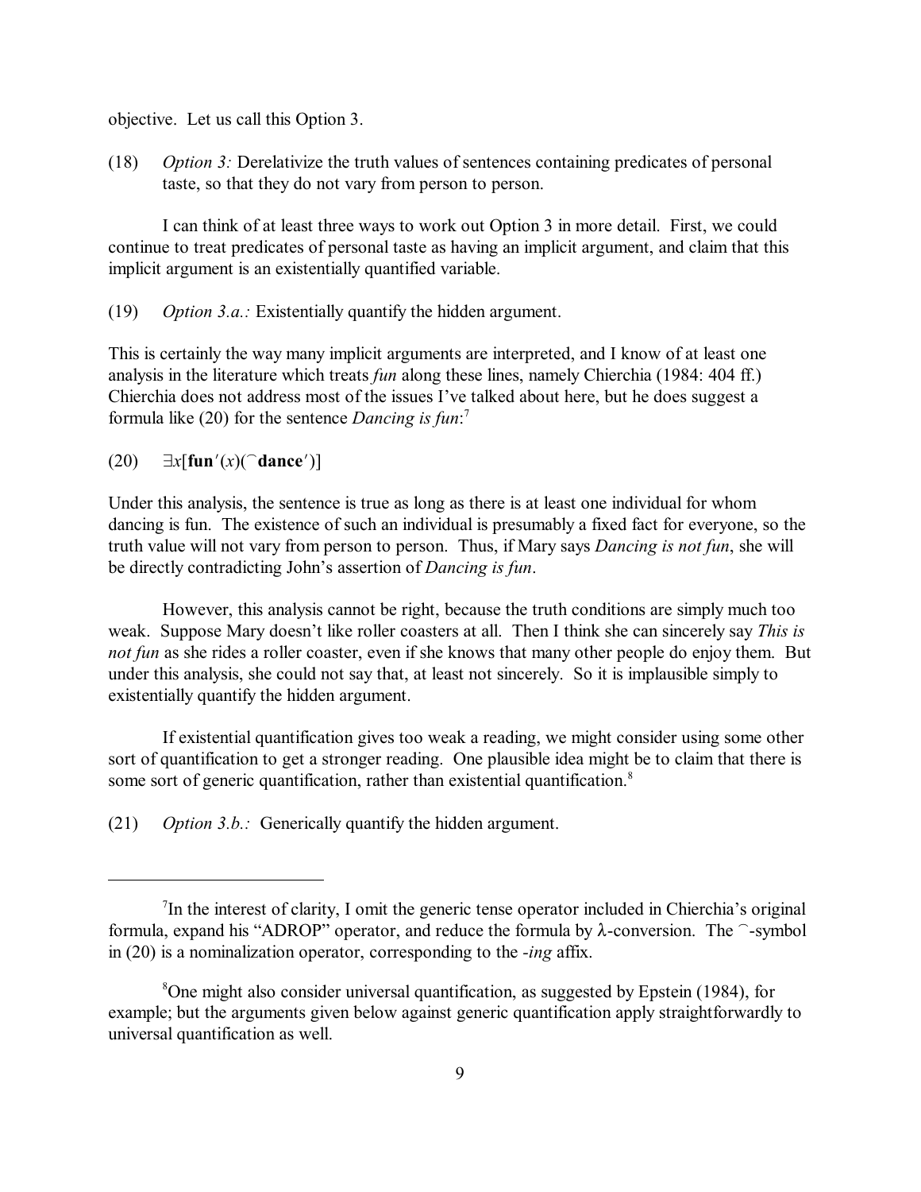objective. Let us call this Option 3.

(18) *Option 3:* Derelativize the truth values of sentences containing predicates of personal taste, so that they do not vary from person to person.

I can think of at least three ways to work out Option 3 in more detail. First, we could continue to treat predicates of personal taste as having an implicit argument, and claim that this implicit argument is an existentially quantified variable.

(19) *Option 3.a.:* Existentially quantify the hidden argument.

This is certainly the way many implicit arguments are interpreted, and I know of at least one analysis in the literature which treats *fun* along these lines, namely Chierchia (1984: 404 ff.) Chierchia does not address most of the issues I've talked about here, but he does suggest a formula like (20) for the sentence *Dancing is fun*:[7]

(20) $\exists x[\mathbf{fun}'(x)(^\frown\mathbf{dance}')]$

Under this analysis, the sentence is true as long as there is at least one individual for whom dancing is fun. The existence of such an individual is presumably a fixed fact for everyone, so the truth value will not vary from person to person. Thus, if Mary says *Dancing is not fun*, she will be directly contradicting John's assertion of *Dancing is fun*.

However, this analysis cannot be right, because the truth conditions are simply much too weak. Suppose Mary doesn't like roller coasters at all. Then I think she can sincerely say *This is not fun* as she rides a roller coaster, even if she knows that many other people do enjoy them. But under this analysis, she could not say that, at least not sincerely. So it is implausible simply to existentially quantify the hidden argument.

If existential quantification gives too weak a reading, we might consider using some other sort of quantification to get a stronger reading. One plausible idea might be to claim that there is some sort of generic quantification, rather than existential quantification.[8]

(21) *Option 3.b.:* Generically quantify the hidden argument.

---

[7] In the interest of clarity, I omit the generic tense operator included in Chierchia's original formula, expand his "ADROP" operator, and reduce the formula by λ-conversion. The $^\frown$-symbol in (20) is a nominalization operator, corresponding to the *-ing* affix.

[8] One might also consider universal quantification, as suggested by Epstein (1984), for example; but the arguments given below against generic quantification apply straightforwardly to universal quantification as well.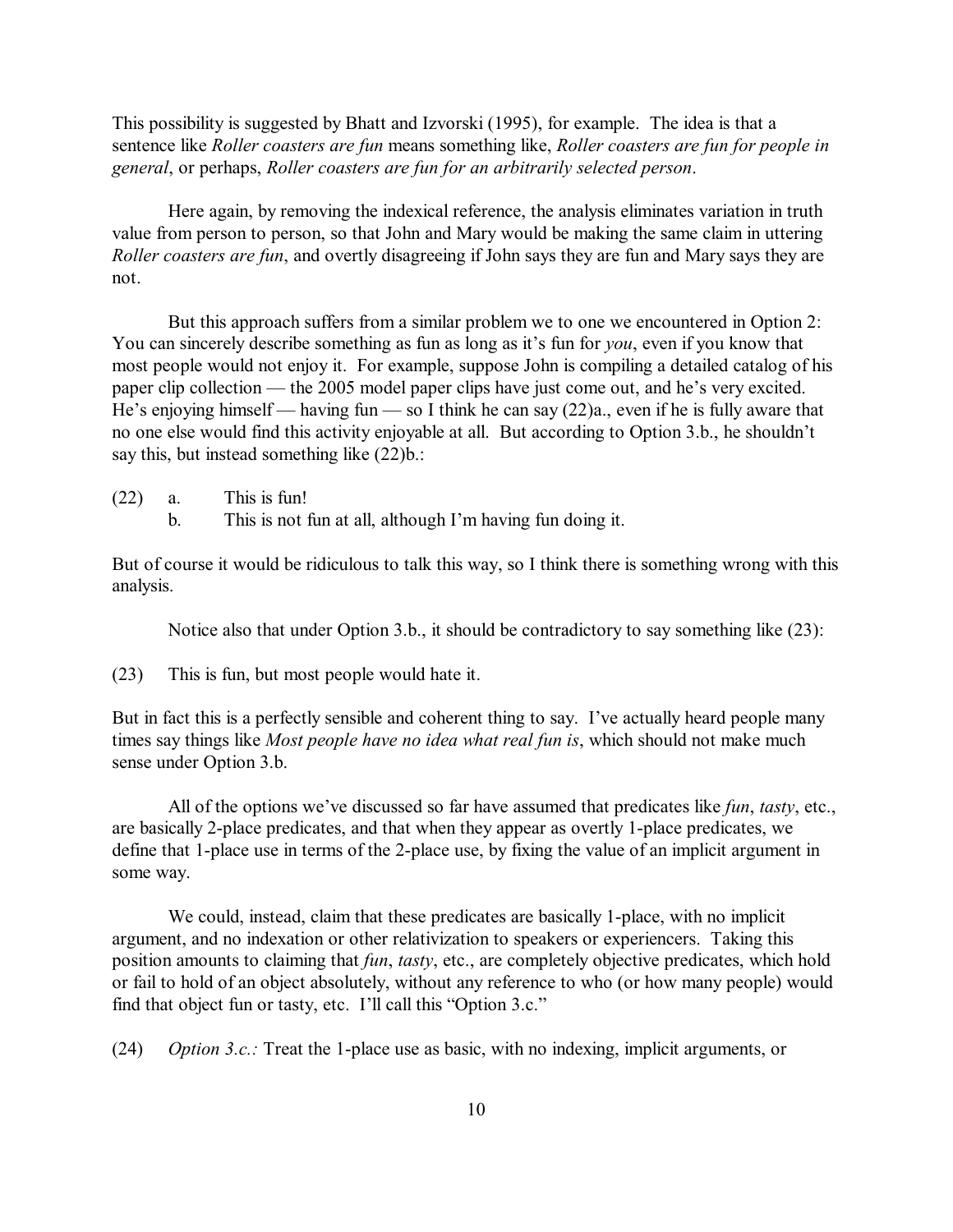This possibility is suggested by Bhatt and Izvorski (1995), for example. The idea is that a sentence like *Roller coasters are fun* means something like, *Roller coasters are fun for people in general*, or perhaps, *Roller coasters are fun for an arbitrarily selected person*.

Here again, by removing the indexical reference, the analysis eliminates variation in truth value from person to person, so that John and Mary would be making the same claim in uttering *Roller coasters are fun*, and overtly disagreeing if John says they are fun and Mary says they are not.

But this approach suffers from a similar problem we to one we encountered in Option 2: You can sincerely describe something as fun as long as it's fun for *you*, even if you know that most people would not enjoy it. For example, suppose John is compiling a detailed catalog of his paper clip collection — the 2005 model paper clips have just come out, and he's very excited. He's enjoying himself — having fun — so I think he can say (22)a., even if he is fully aware that no one else would find this activity enjoyable at all. But according to Option 3.b., he shouldn't say this, but instead something like (22)b.:

(22) a. This is fun!
     b. This is not fun at all, although I'm having fun doing it.

But of course it would be ridiculous to talk this way, so I think there is something wrong with this analysis.

Notice also that under Option 3.b., it should be contradictory to say something like (23):

(23) This is fun, but most people would hate it.

But in fact this is a perfectly sensible and coherent thing to say. I've actually heard people many times say things like *Most people have no idea what real fun is*, which should not make much sense under Option 3.b.

All of the options we've discussed so far have assumed that predicates like *fun*, *tasty*, etc., are basically 2-place predicates, and that when they appear as overtly 1-place predicates, we define that 1-place use in terms of the 2-place use, by fixing the value of an implicit argument in some way.

We could, instead, claim that these predicates are basically 1-place, with no implicit argument, and no indexation or other relativization to speakers or experiencers. Taking this position amounts to claiming that *fun*, *tasty*, etc., are completely objective predicates, which hold or fail to hold of an object absolutely, without any reference to who (or how many people) would find that object fun or tasty, etc. I'll call this "Option 3.c."

(24) *Option 3.c.:* Treat the 1-place use as basic, with no indexing, implicit arguments, or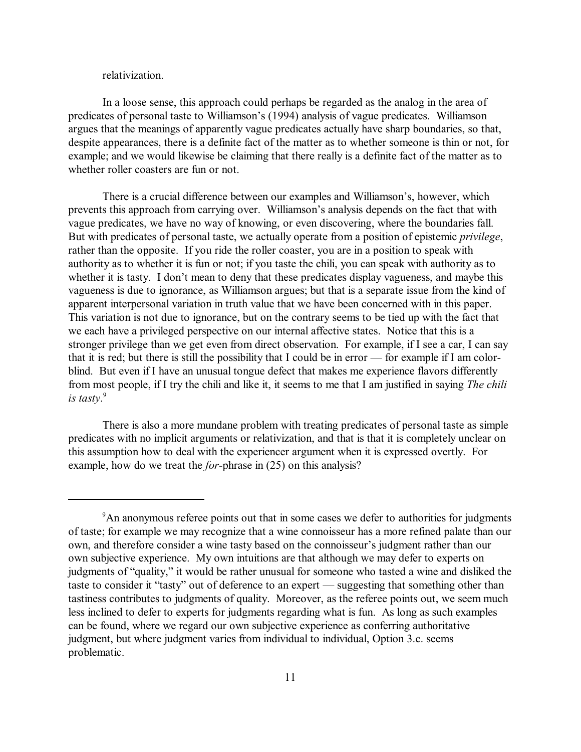relativization.

In a loose sense, this approach could perhaps be regarded as the analog in the area of predicates of personal taste to Williamson's (1994) analysis of vague predicates. Williamson argues that the meanings of apparently vague predicates actually have sharp boundaries, so that, despite appearances, there is a definite fact of the matter as to whether someone is thin or not, for example; and we would likewise be claiming that there really is a definite fact of the matter as to whether roller coasters are fun or not.

There is a crucial difference between our examples and Williamson's, however, which prevents this approach from carrying over. Williamson's analysis depends on the fact that with vague predicates, we have no way of knowing, or even discovering, where the boundaries fall. But with predicates of personal taste, we actually operate from a position of epistemic *privilege*, rather than the opposite. If you ride the roller coaster, you are in a position to speak with authority as to whether it is fun or not; if you taste the chili, you can speak with authority as to whether it is tasty. I don't mean to deny that these predicates display vagueness, and maybe this vagueness is due to ignorance, as Williamson argues; but that is a separate issue from the kind of apparent interpersonal variation in truth value that we have been concerned with in this paper. This variation is not due to ignorance, but on the contrary seems to be tied up with the fact that we each have a privileged perspective on our internal affective states. Notice that this is a stronger privilege than we get even from direct observation. For example, if I see a car, I can say that it is red; but there is still the possibility that I could be in error — for example if I am color-blind. But even if I have an unusual tongue defect that makes me experience flavors differently from most people, if I try the chili and like it, it seems to me that I am justified in saying *The chili is tasty*.[9]

There is also a more mundane problem with treating predicates of personal taste as simple predicates with no implicit arguments or relativization, and that is that it is completely unclear on this assumption how to deal with the experiencer argument when it is expressed overtly. For example, how do we treat the *for*-phrase in (25) on this analysis?

---

[9] An anonymous referee points out that in some cases we defer to authorities for judgments of taste; for example we may recognize that a wine connoisseur has a more refined palate than our own, and therefore consider a wine tasty based on the connoisseur's judgment rather than our own subjective experience. My own intuitions are that although we may defer to experts on judgments of "quality," it would be rather unusual for someone who tasted a wine and disliked the taste to consider it "tasty" out of deference to an expert — suggesting that something other than tastiness contributes to judgments of quality. Moreover, as the referee points out, we seem much less inclined to defer to experts for judgments regarding what is fun. As long as such examples can be found, where we regard our own subjective experience as conferring authoritative judgment, but where judgment varies from individual to individual, Option 3.c. seems problematic.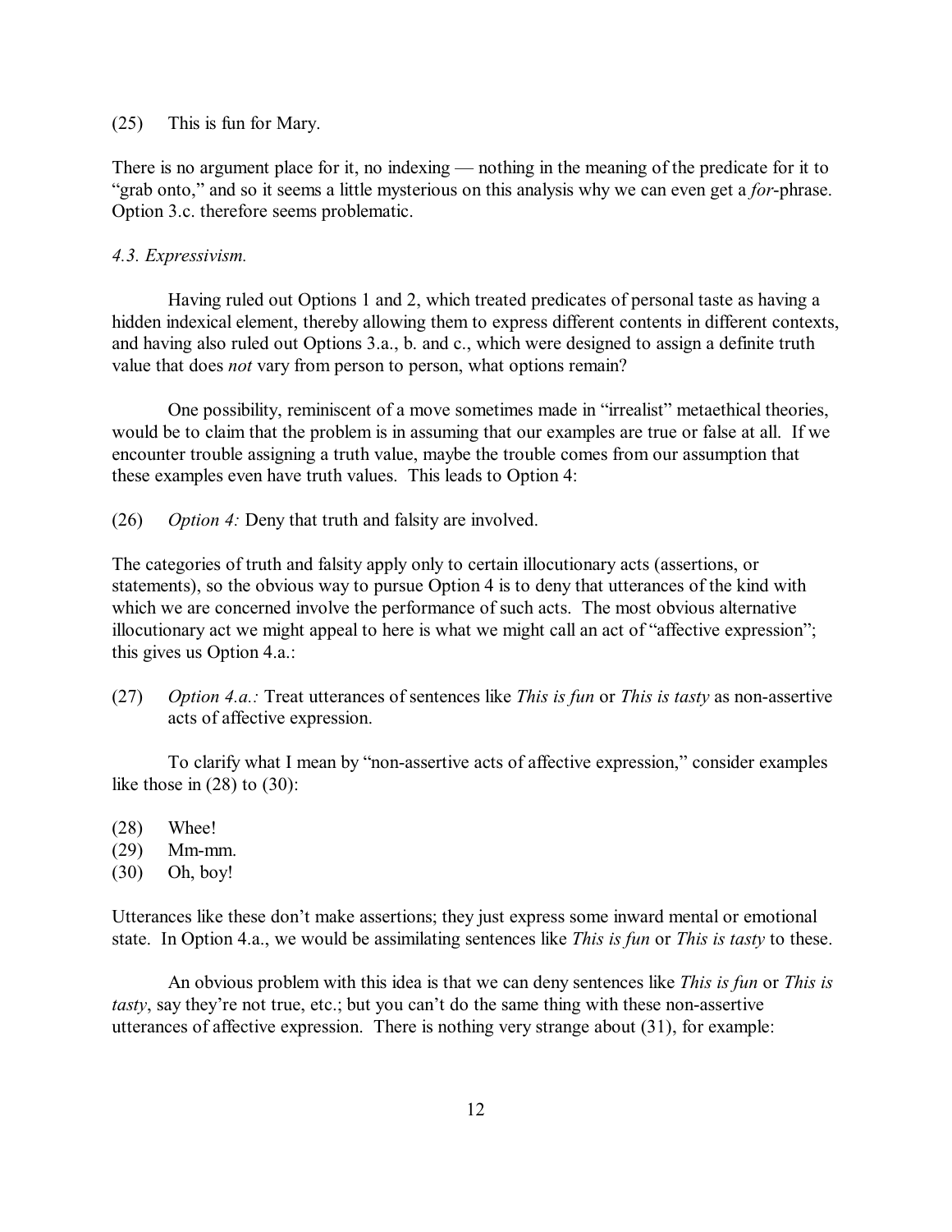(25) This is fun for Mary.

There is no argument place for it, no indexing — nothing in the meaning of the predicate for it to "grab onto," and so it seems a little mysterious on this analysis why we can even get a *for*-phrase. Option 3.c. therefore seems problematic.

### *4.3. Expressivism.*

Having ruled out Options 1 and 2, which treated predicates of personal taste as having a hidden indexical element, thereby allowing them to express different contents in different contexts, and having also ruled out Options 3.a., b. and c., which were designed to assign a definite truth value that does *not* vary from person to person, what options remain?

One possibility, reminiscent of a move sometimes made in "irrealist" metaethical theories, would be to claim that the problem is in assuming that our examples are true or false at all. If we encounter trouble assigning a truth value, maybe the trouble comes from our assumption that these examples even have truth values. This leads to Option 4:

(26) *Option 4:* Deny that truth and falsity are involved.

The categories of truth and falsity apply only to certain illocutionary acts (assertions, or statements), so the obvious way to pursue Option 4 is to deny that utterances of the kind with which we are concerned involve the performance of such acts. The most obvious alternative illocutionary act we might appeal to here is what we might call an act of "affective expression"; this gives us Option 4.a.:

(27) *Option 4.a.:* Treat utterances of sentences like *This is fun* or *This is tasty* as non-assertive acts of affective expression.

To clarify what I mean by "non-assertive acts of affective expression," consider examples like those in (28) to (30):

(28) Whee!
(29) Mm-mm.
(30) Oh, boy!

Utterances like these don't make assertions; they just express some inward mental or emotional state. In Option 4.a., we would be assimilating sentences like *This is fun* or *This is tasty* to these.

An obvious problem with this idea is that we can deny sentences like *This is fun* or *This is tasty*, say they're not true, etc.; but you can't do the same thing with these non-assertive utterances of affective expression. There is nothing very strange about (31), for example: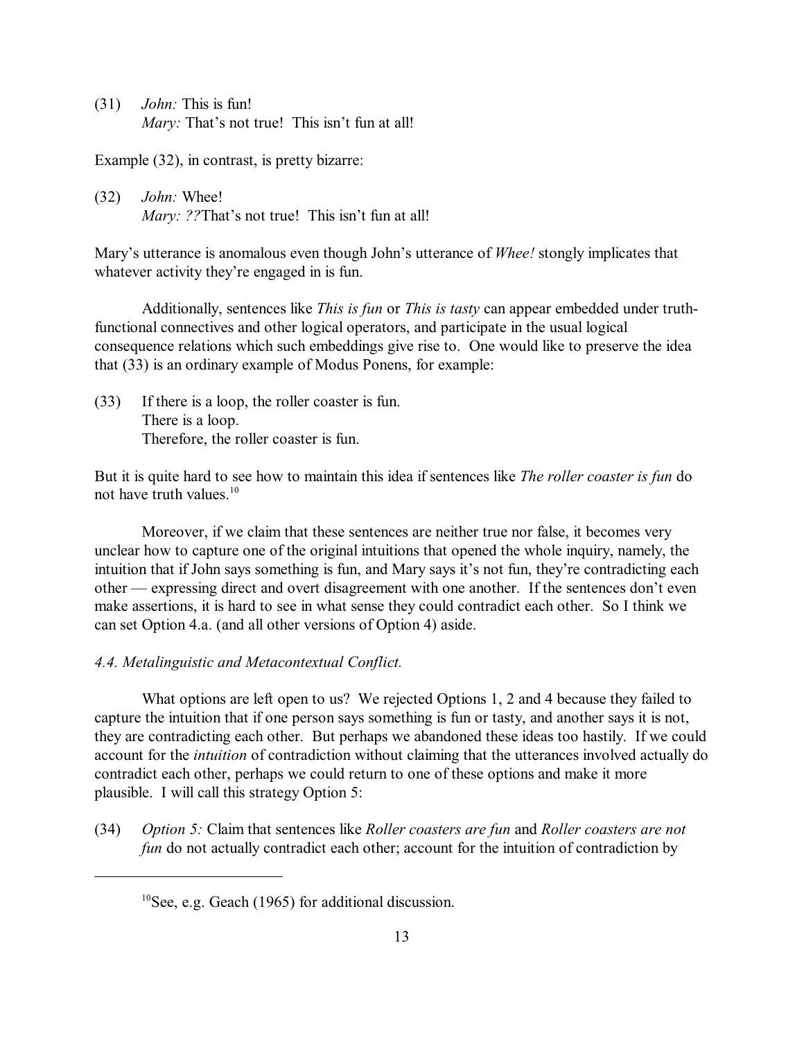(31) *John:* This is fun!
*Mary:* That's not true! This isn't fun at all!

Example (32), in contrast, is pretty bizarre:

(32) *John:* Whee!
*Mary: ??*That's not true! This isn't fun at all!

Mary's utterance is anomalous even though John's utterance of *Whee!* stongly implicates that whatever activity they're engaged in is fun.

Additionally, sentences like *This is fun* or *This is tasty* can appear embedded under truth-functional connectives and other logical operators, and participate in the usual logical consequence relations which such embeddings give rise to. One would like to preserve the idea that (33) is an ordinary example of Modus Ponens, for example:

(33) If there is a loop, the roller coaster is fun.
There is a loop.
Therefore, the roller coaster is fun.

But it is quite hard to see how to maintain this idea if sentences like *The roller coaster is fun* do not have truth values.[10]

Moreover, if we claim that these sentences are neither true nor false, it becomes very unclear how to capture one of the original intuitions that opened the whole inquiry, namely, the intuition that if John says something is fun, and Mary says it's not fun, they're contradicting each other — expressing direct and overt disagreement with one another. If the sentences don't even make assertions, it is hard to see in what sense they could contradict each other. So I think we can set Option 4.a. (and all other versions of Option 4) aside.

### *4.4. Metalinguistic and Metacontextual Conflict.*

What options are left open to us? We rejected Options 1, 2 and 4 because they failed to capture the intuition that if one person says something is fun or tasty, and another says it is not, they are contradicting each other. But perhaps we abandoned these ideas too hastily. If we could account for the *intuition* of contradiction without claiming that the utterances involved actually do contradict each other, perhaps we could return to one of these options and make it more plausible. I will call this strategy Option 5:

(34) *Option 5:* Claim that sentences like *Roller coasters are fun* and *Roller coasters are not fun* do not actually contradict each other; account for the intuition of contradiction by

[10]See, e.g. Geach (1965) for additional discussion.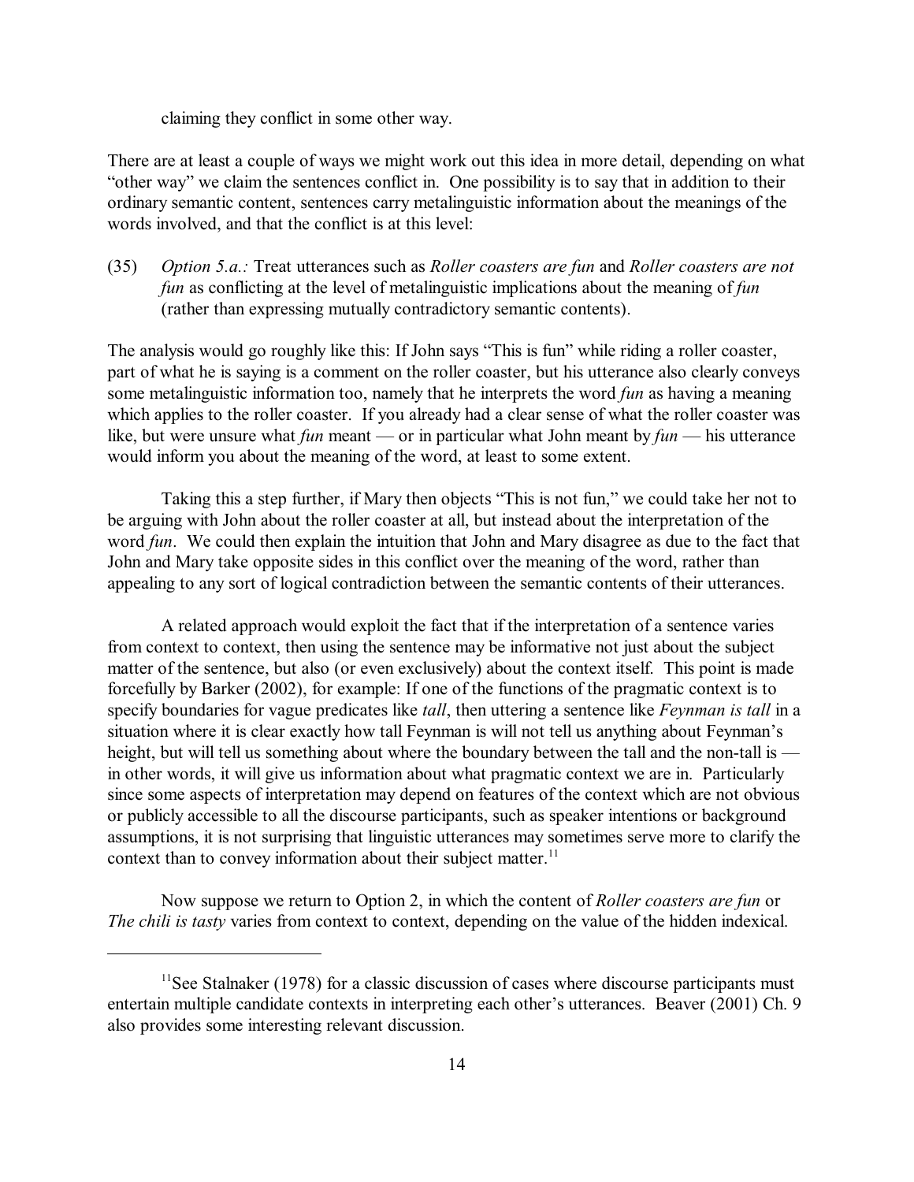claiming they conflict in some other way.

There are at least a couple of ways we might work out this idea in more detail, depending on what "other way" we claim the sentences conflict in. One possibility is to say that in addition to their ordinary semantic content, sentences carry metalinguistic information about the meanings of the words involved, and that the conflict is at this level:

(35) *Option 5.a.:* Treat utterances such as *Roller coasters are fun* and *Roller coasters are not fun* as conflicting at the level of metalinguistic implications about the meaning of *fun* (rather than expressing mutually contradictory semantic contents).

The analysis would go roughly like this: If John says "This is fun" while riding a roller coaster, part of what he is saying is a comment on the roller coaster, but his utterance also clearly conveys some metalinguistic information too, namely that he interprets the word *fun* as having a meaning which applies to the roller coaster. If you already had a clear sense of what the roller coaster was like, but were unsure what *fun* meant — or in particular what John meant by *fun* — his utterance would inform you about the meaning of the word, at least to some extent.

Taking this a step further, if Mary then objects "This is not fun," we could take her not to be arguing with John about the roller coaster at all, but instead about the interpretation of the word *fun*. We could then explain the intuition that John and Mary disagree as due to the fact that John and Mary take opposite sides in this conflict over the meaning of the word, rather than appealing to any sort of logical contradiction between the semantic contents of their utterances.

A related approach would exploit the fact that if the interpretation of a sentence varies from context to context, then using the sentence may be informative not just about the subject matter of the sentence, but also (or even exclusively) about the context itself. This point is made forcefully by Barker (2002), for example: If one of the functions of the pragmatic context is to specify boundaries for vague predicates like *tall*, then uttering a sentence like *Feynman is tall* in a situation where it is clear exactly how tall Feynman is will not tell us anything about Feynman's height, but will tell us something about where the boundary between the tall and the non-tall is — in other words, it will give us information about what pragmatic context we are in. Particularly since some aspects of interpretation may depend on features of the context which are not obvious or publicly accessible to all the discourse participants, such as speaker intentions or background assumptions, it is not surprising that linguistic utterances may sometimes serve more to clarify the context than to convey information about their subject matter.[11]

Now suppose we return to Option 2, in which the content of *Roller coasters are fun* or *The chili is tasty* varies from context to context, depending on the value of the hidden indexical.

[11] See Stalnaker (1978) for a classic discussion of cases where discourse participants must entertain multiple candidate contexts in interpreting each other's utterances. Beaver (2001) Ch. 9 also provides some interesting relevant discussion.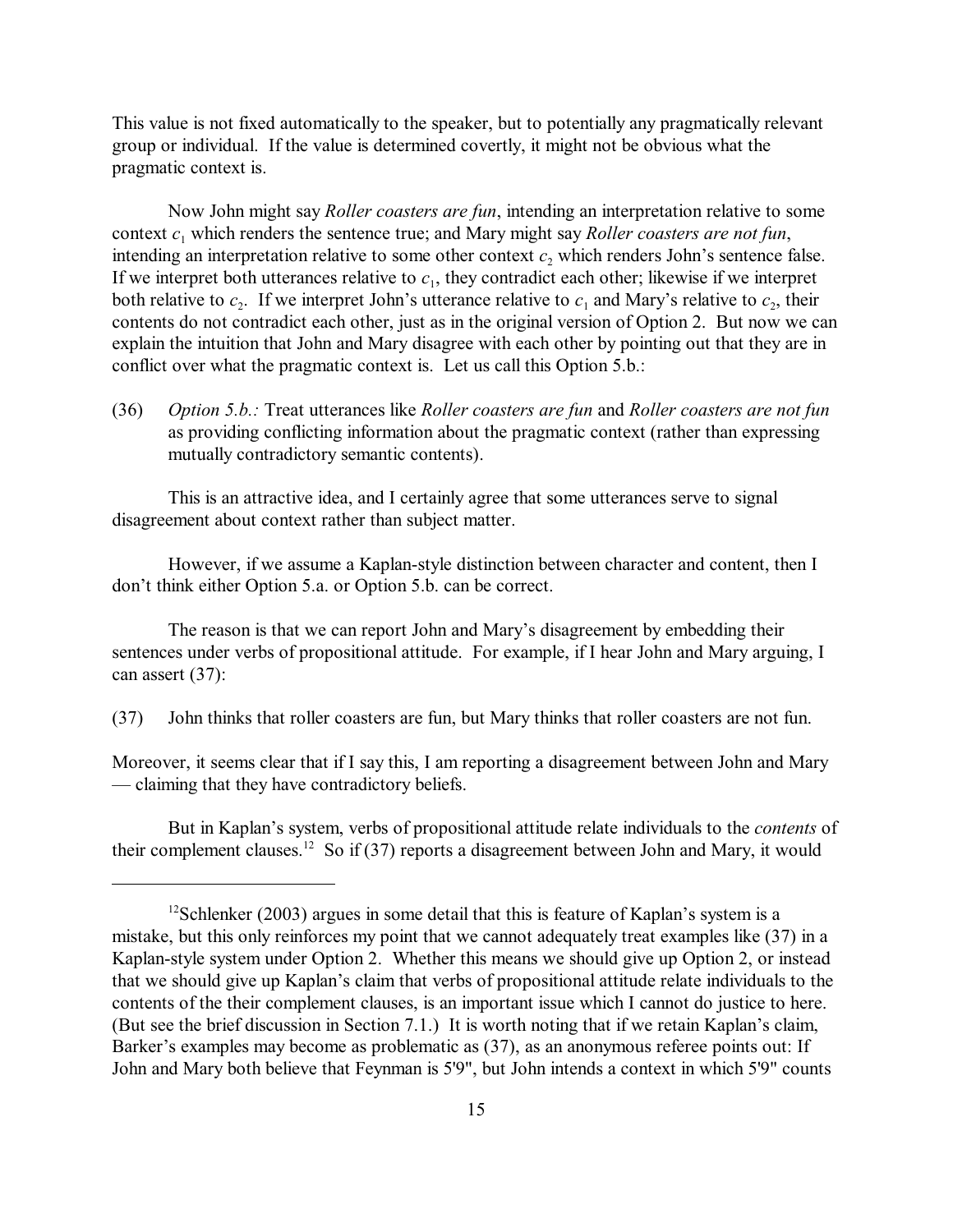This value is not fixed automatically to the speaker, but to potentially any pragmatically relevant group or individual. If the value is determined covertly, it might not be obvious what the pragmatic context is.

Now John might say *Roller coasters are fun*, intending an interpretation relative to some context $c_1$ which renders the sentence true; and Mary might say *Roller coasters are not fun*, intending an interpretation relative to some other context $c_2$ which renders John's sentence false. If we interpret both utterances relative to $c_1$, they contradict each other; likewise if we interpret both relative to $c_2$. If we interpret John's utterance relative to $c_1$ and Mary's relative to $c_2$, their contents do not contradict each other, just as in the original version of Option 2. But now we can explain the intuition that John and Mary disagree with each other by pointing out that they are in conflict over what the pragmatic context is. Let us call this Option 5.b.:

(36) *Option 5.b.:* Treat utterances like *Roller coasters are fun* and *Roller coasters are not fun* as providing conflicting information about the pragmatic context (rather than expressing mutually contradictory semantic contents).

This is an attractive idea, and I certainly agree that some utterances serve to signal disagreement about context rather than subject matter.

However, if we assume a Kaplan-style distinction between character and content, then I don't think either Option 5.a. or Option 5.b. can be correct.

The reason is that we can report John and Mary's disagreement by embedding their sentences under verbs of propositional attitude. For example, if I hear John and Mary arguing, I can assert (37):

(37) John thinks that roller coasters are fun, but Mary thinks that roller coasters are not fun.

Moreover, it seems clear that if I say this, I am reporting a disagreement between John and Mary — claiming that they have contradictory beliefs.

But in Kaplan's system, verbs of propositional attitude relate individuals to the *contents* of their complement clauses.[12] So if (37) reports a disagreement between John and Mary, it would

[12] Schlenker (2003) argues in some detail that this is feature of Kaplan's system is a mistake, but this only reinforces my point that we cannot adequately treat examples like (37) in a Kaplan-style system under Option 2. Whether this means we should give up Option 2, or instead that we should give up Kaplan's claim that verbs of propositional attitude relate individuals to the contents of the their complement clauses, is an important issue which I cannot do justice to here. (But see the brief discussion in Section 7.1.) It is worth noting that if we retain Kaplan's claim, Barker's examples may become as problematic as (37), as an anonymous referee points out: If John and Mary both believe that Feynman is 5'9", but John intends a context in which 5'9" counts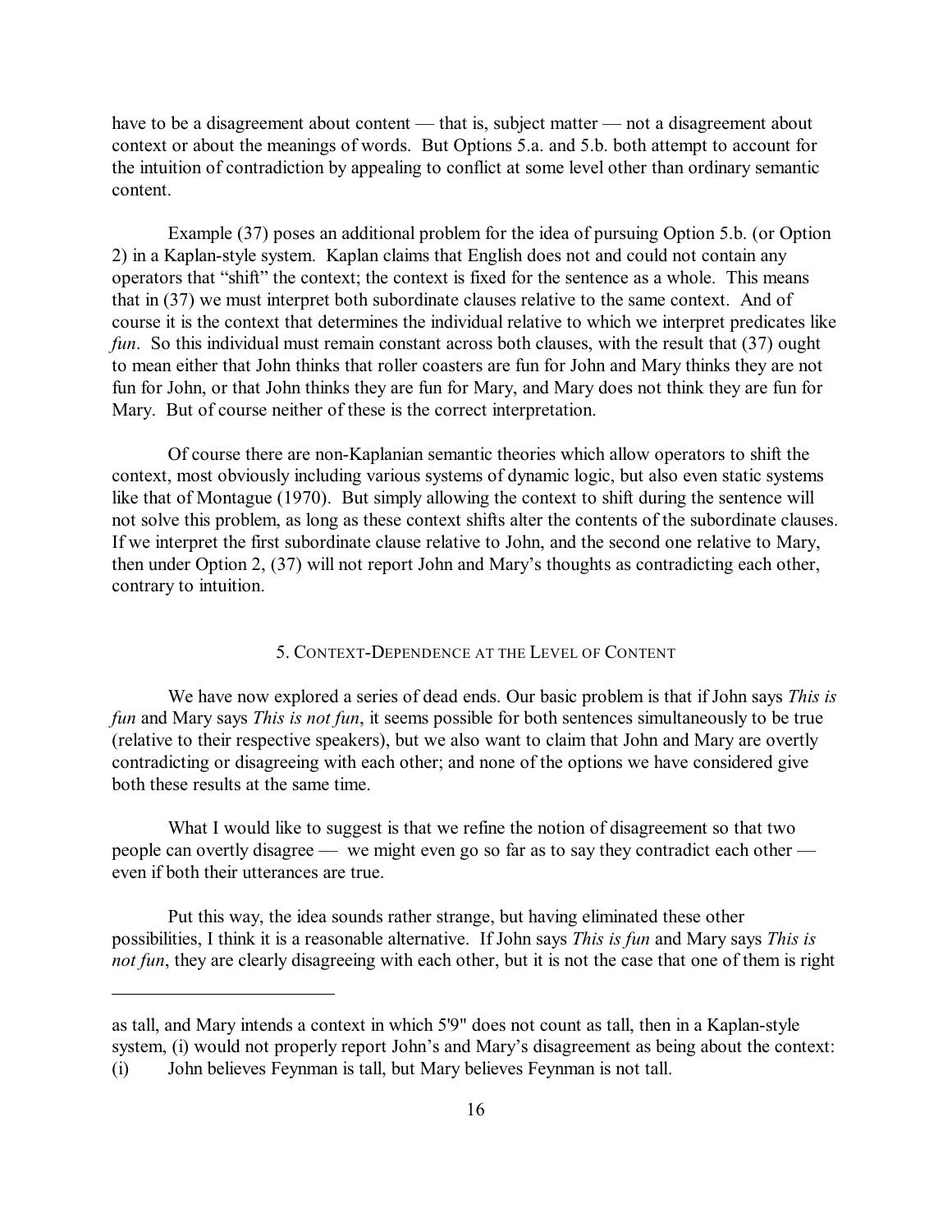have to be a disagreement about content — that is, subject matter — not a disagreement about context or about the meanings of words. But Options 5.a. and 5.b. both attempt to account for the intuition of contradiction by appealing to conflict at some level other than ordinary semantic content.

Example (37) poses an additional problem for the idea of pursuing Option 5.b. (or Option 2) in a Kaplan-style system. Kaplan claims that English does not and could not contain any operators that "shift" the context; the context is fixed for the sentence as a whole. This means that in (37) we must interpret both subordinate clauses relative to the same context. And of course it is the context that determines the individual relative to which we interpret predicates like *fun*. So this individual must remain constant across both clauses, with the result that (37) ought to mean either that John thinks that roller coasters are fun for John and Mary thinks they are not fun for John, or that John thinks they are fun for Mary, and Mary does not think they are fun for Mary. But of course neither of these is the correct interpretation.

Of course there are non-Kaplanian semantic theories which allow operators to shift the context, most obviously including various systems of dynamic logic, but also even static systems like that of Montague (1970). But simply allowing the context to shift during the sentence will not solve this problem, as long as these context shifts alter the contents of the subordinate clauses. If we interpret the first subordinate clause relative to John, and the second one relative to Mary, then under Option 2, (37) will not report John and Mary's thoughts as contradicting each other, contrary to intuition.

## 5. Context-Dependence at the Level of Content

We have now explored a series of dead ends. Our basic problem is that if John says *This is fun* and Mary says *This is not fun*, it seems possible for both sentences simultaneously to be true (relative to their respective speakers), but we also want to claim that John and Mary are overtly contradicting or disagreeing with each other; and none of the options we have considered give both these results at the same time.

What I would like to suggest is that we refine the notion of disagreement so that two people can overtly disagree — we might even go so far as to say they contradict each other — even if both their utterances are true.

Put this way, the idea sounds rather strange, but having eliminated these other possibilities, I think it is a reasonable alternative. If John says *This is fun* and Mary says *This is not fun*, they are clearly disagreeing with each other, but it is not the case that one of them is right

---

as tall, and Mary intends a context in which 5'9" does not count as tall, then in a Kaplan-style system, (i) would not properly report John's and Mary's disagreement as being about the context:

(i) John believes Feynman is tall, but Mary believes Feynman is not tall.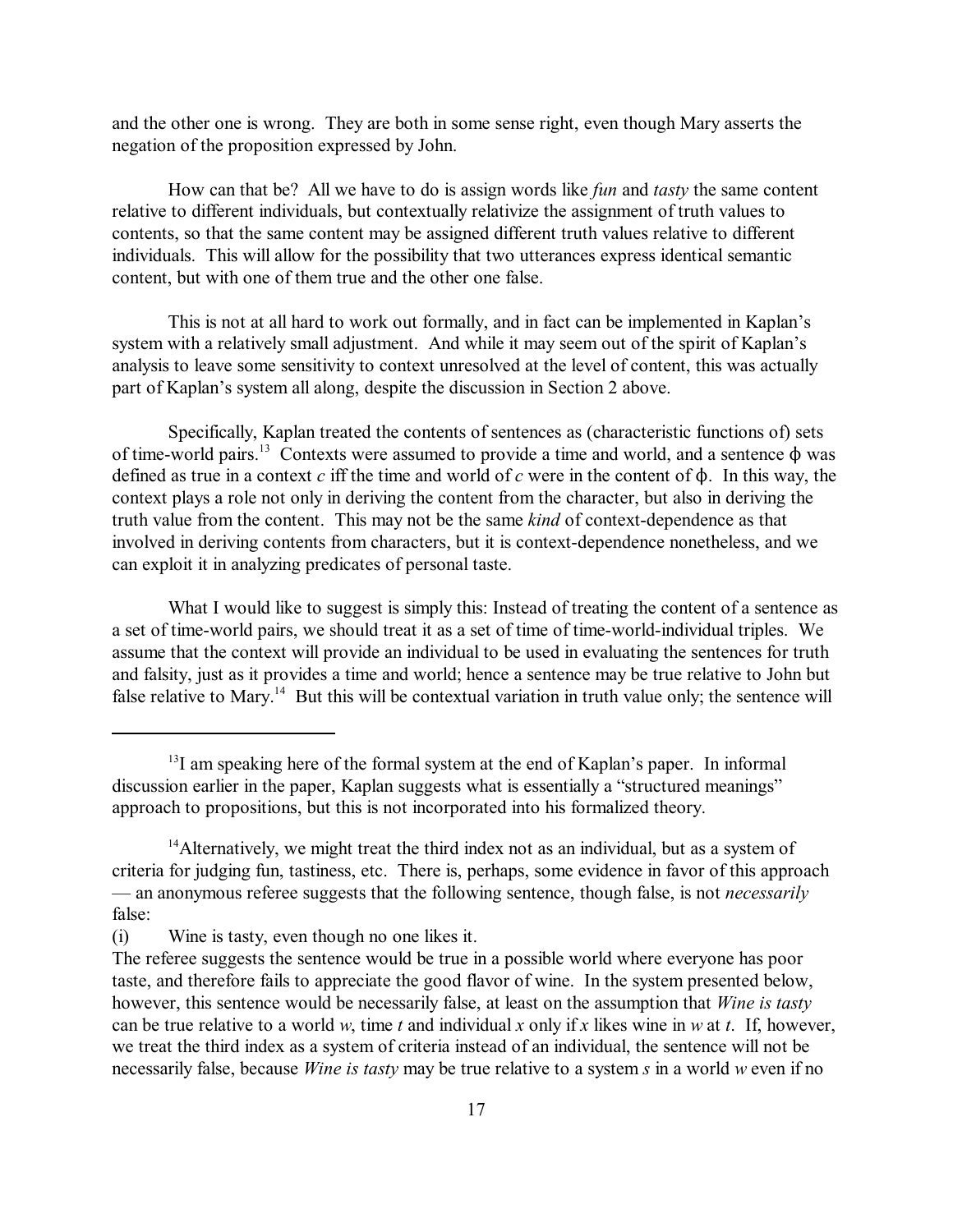and the other one is wrong. They are both in some sense right, even though Mary asserts the negation of the proposition expressed by John.

How can that be? All we have to do is assign words like *fun* and *tasty* the same content relative to different individuals, but contextually relativize the assignment of truth values to contents, so that the same content may be assigned different truth values relative to different individuals. This will allow for the possibility that two utterances express identical semantic content, but with one of them true and the other one false.

This is not at all hard to work out formally, and in fact can be implemented in Kaplan's system with a relatively small adjustment. And while it may seem out of the spirit of Kaplan's analysis to leave some sensitivity to context unresolved at the level of content, this was actually part of Kaplan's system all along, despite the discussion in Section 2 above.

Specifically, Kaplan treated the contents of sentences as (characteristic functions of) sets of time-world pairs.[13] Contexts were assumed to provide a time and world, and a sentence $\phi$ was defined as true in a context $c$ iff the time and world of $c$ were in the content of $\phi$. In this way, the context plays a role not only in deriving the content from the character, but also in deriving the truth value from the content. This may not be the same *kind* of context-dependence as that involved in deriving contents from characters, but it is context-dependence nonetheless, and we can exploit it in analyzing predicates of personal taste.

What I would like to suggest is simply this: Instead of treating the content of a sentence as a set of time-world pairs, we should treat it as a set of time of time-world-individual triples. We assume that the context will provide an individual to be used in evaluating the sentences for truth and falsity, just as it provides a time and world; hence a sentence may be true relative to John but false relative to Mary.[14] But this will be contextual variation in truth value only; the sentence will

---

[13] I am speaking here of the formal system at the end of Kaplan's paper. In informal discussion earlier in the paper, Kaplan suggests what is essentially a "structured meanings" approach to propositions, but this is not incorporated into his formalized theory.

[14] Alternatively, we might treat the third index not as an individual, but as a system of criteria for judging fun, tastiness, etc. There is, perhaps, some evidence in favor of this approach — an anonymous referee suggests that the following sentence, though false, is not *necessarily* false:

(i) Wine is tasty, even though no one likes it.

The referee suggests the sentence would be true in a possible world where everyone has poor taste, and therefore fails to appreciate the good flavor of wine. In the system presented below, however, this sentence would be necessarily false, at least on the assumption that *Wine is tasty* can be true relative to a world $w$, time $t$ and individual $x$ only if $x$ likes wine in $w$ at $t$. If, however, we treat the third index as a system of criteria instead of an individual, the sentence will not be necessarily false, because *Wine is tasty* may be true relative to a system $s$ in a world $w$ even if no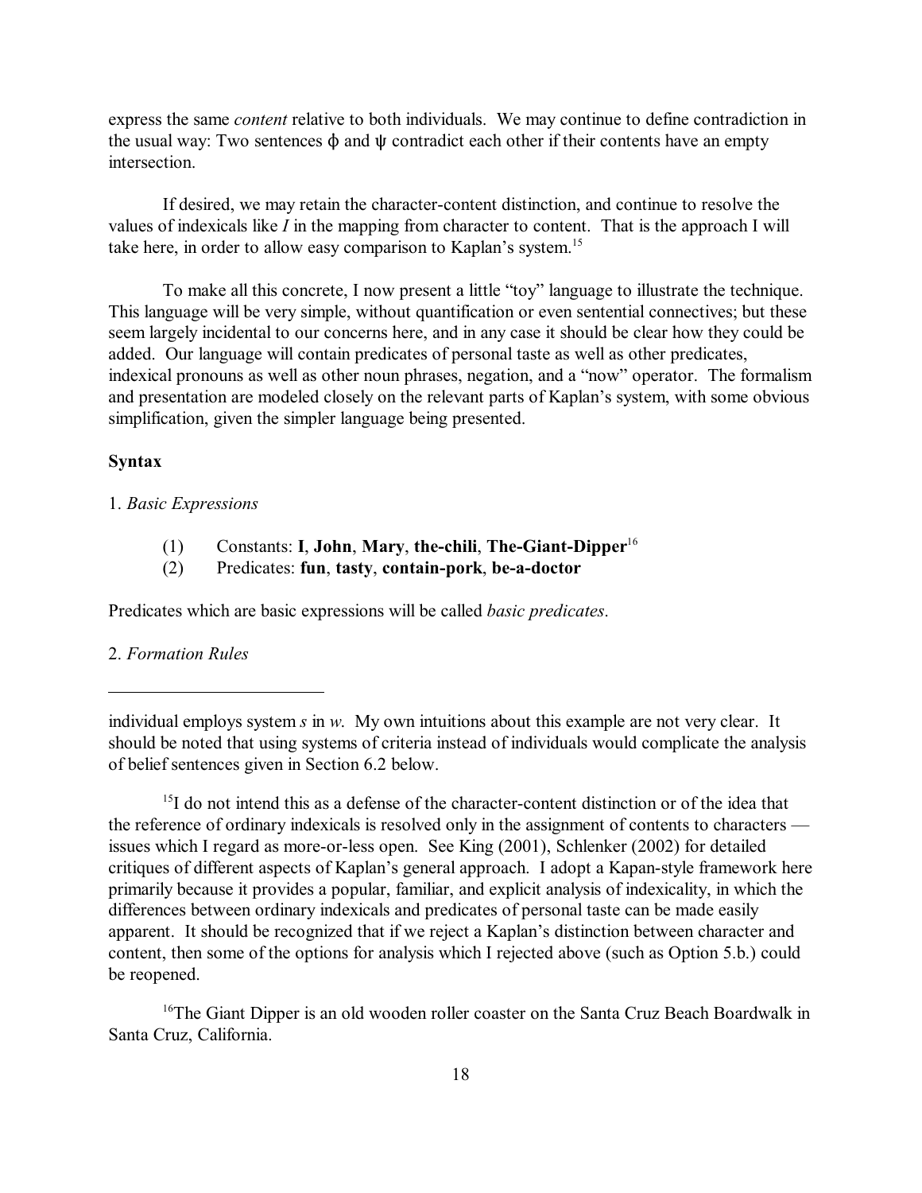express the same *content* relative to both individuals. We may continue to define contradiction in the usual way: Two sentences $\phi$ and $\psi$ contradict each other if their contents have an empty intersection.

If desired, we may retain the character-content distinction, and continue to resolve the values of indexicals like *I* in the mapping from character to content. That is the approach I will take here, in order to allow easy comparison to Kaplan's system.[15]

To make all this concrete, I now present a little "toy" language to illustrate the technique. This language will be very simple, without quantification or even sentential connectives; but these seem largely incidental to our concerns here, and in any case it should be clear how they could be added. Our language will contain predicates of personal taste as well as other predicates, indexical pronouns as well as other noun phrases, negation, and a "now" operator. The formalism and presentation are modeled closely on the relevant parts of Kaplan's system, with some obvious simplification, given the simpler language being presented.

**Syntax**

1. *Basic Expressions*

(1) Constants: **I**, **John**, **Mary**, **the-chili**, **The-Giant-Dipper**[16]

(2) Predicates: **fun**, **tasty**, **contain-pork**, **be-a-doctor**

Predicates which are basic expressions will be called *basic predicates*.

2. *Formation Rules*

---

individual employs system *s* in *w*. My own intuitions about this example are not very clear. It should be noted that using systems of criteria instead of individuals would complicate the analysis of belief sentences given in Section 6.2 below.

[15] I do not intend this as a defense of the character-content distinction or of the idea that the reference of ordinary indexicals is resolved only in the assignment of contents to characters — issues which I regard as more-or-less open. See King (2001), Schlenker (2002) for detailed critiques of different aspects of Kaplan's general approach. I adopt a Kapan-style framework here primarily because it provides a popular, familiar, and explicit analysis of indexicality, in which the differences between ordinary indexicals and predicates of personal taste can be made easily apparent. It should be recognized that if we reject a Kaplan's distinction between character and content, then some of the options for analysis which I rejected above (such as Option 5.b.) could be reopened.

[16] The Giant Dipper is an old wooden roller coaster on the Santa Cruz Beach Boardwalk in Santa Cruz, California.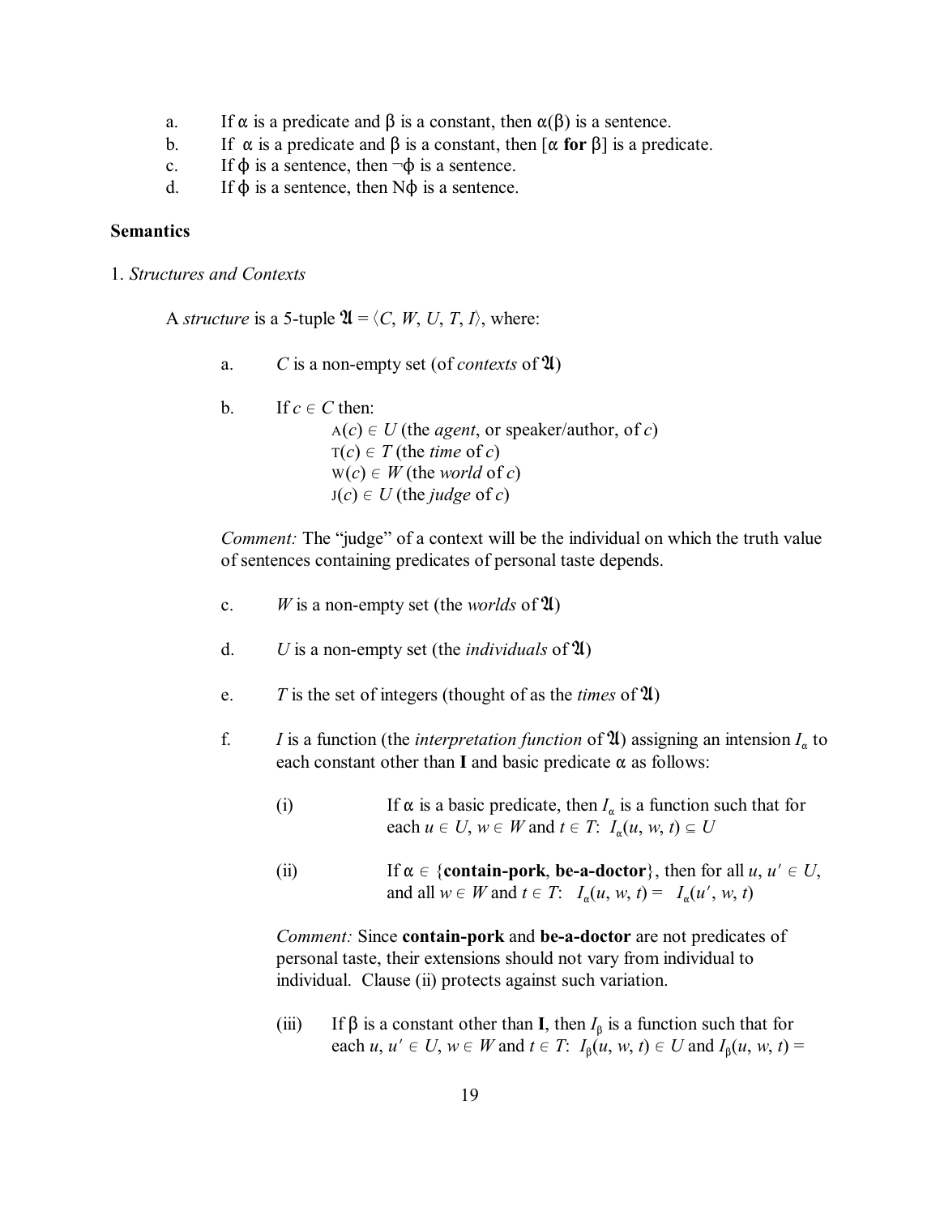a. If $\alpha$ is a predicate and $\beta$ is a constant, then $\alpha(\beta)$ is a sentence.
b. If $\alpha$ is a predicate and $\beta$ is a constant, then [$\alpha$ **for** $\beta$] is a predicate.
c. If $\phi$ is a sentence, then $\neg\phi$ is a sentence.
d. If $\phi$ is a sentence, then N$\phi$ is a sentence.

**Semantics**

1. *Structures and Contexts*

A *structure* is a 5-tuple $\mathfrak{A} = \langle C, W, U, T, I\rangle$, where:

a. $C$ is a non-empty set (of *contexts* of $\mathfrak{A}$)

b. If $c \in C$ then:
   $\text{A}(c) \in U$ (the *agent*, or speaker/author, of $c$)
   $\text{T}(c) \in T$ (the *time* of $c$)
   $\text{W}(c) \in W$ (the *world* of $c$)
   $\text{J}(c) \in U$ (the *judge* of $c$)

*Comment:* The "judge" of a context will be the individual on which the truth value of sentences containing predicates of personal taste depends.

c. $W$ is a non-empty set (the *worlds* of $\mathfrak{A}$)

d. $U$ is a non-empty set (the *individuals* of $\mathfrak{A}$)

e. $T$ is the set of integers (thought of as the *times* of $\mathfrak{A}$)

f. $I$ is a function (the *interpretation function* of $\mathfrak{A}$) assigning an intension $I_\alpha$ to each constant other than **I** and basic predicate $\alpha$ as follows:

(i) If $\alpha$ is a basic predicate, then $I_\alpha$ is a function such that for each $u \in U$, $w \in W$ and $t \in T$: $I_\alpha(u, w, t) \subseteq U$

(ii) If $\alpha \in$ {**contain-pork**, **be-a-doctor**}, then for all $u, u' \in U$, and all $w \in W$ and $t \in T$: $I_\alpha(u, w, t) = I_\alpha(u', w, t)$

*Comment:* Since **contain-pork** and **be-a-doctor** are not predicates of personal taste, their extensions should not vary from individual to individual. Clause (ii) protects against such variation.

(iii) If $\beta$ is a constant other than **I**, then $I_\beta$ is a function such that for each $u, u' \in U$, $w \in W$ and $t \in T$: $I_\beta(u, w, t) \in U$ and $I_\beta(u, w, t) =$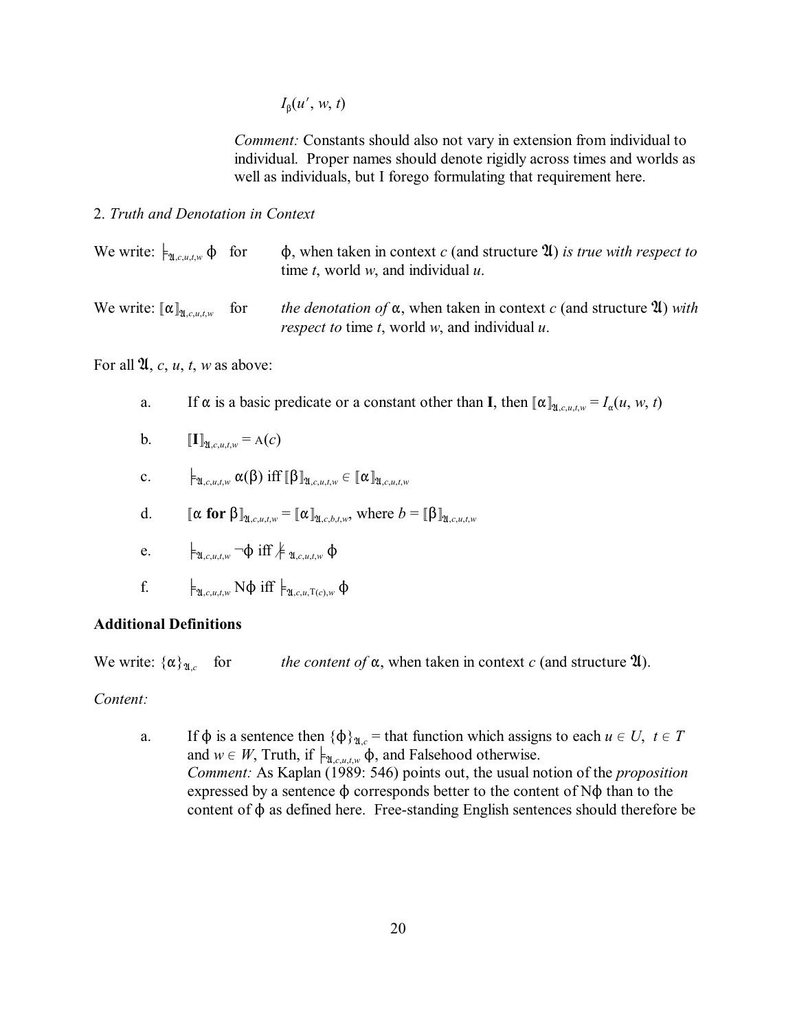$I_\beta(u', w, t)$

*Comment:* Constants should also not vary in extension from individual to individual. Proper names should denote rigidly across times and worlds as well as individuals, but I forego formulating that requirement here.

2. *Truth and Denotation in Context*

We write: $\models_{\mathfrak{A},c,u,t,w} \phi$ for $\phi$, when taken in context $c$ (and structure $\mathfrak{A}$) *is true with respect to* time $t$, world $w$, and individual $u$.

We write: $[\![\alpha]\!]_{\mathfrak{A},c,u,t,w}$ for *the denotation of* $\alpha$, when taken in context $c$ (and structure $\mathfrak{A}$) *with respect to* time $t$, world $w$, and individual $u$.

For all $\mathfrak{A}$, $c$, $u$, $t$, $w$ as above:

a. If $\alpha$ is a basic predicate or a constant other than **I**, then $[\![\alpha]\!]_{\mathfrak{A},c,u,t,w} = I_\alpha(u, w, t)$

b. $[\![\mathbf{I}]\!]_{\mathfrak{A},c,u,t,w} = \mathrm{A}(c)$

c. $\models_{\mathfrak{A},c,u,t,w} \alpha(\beta)$ iff $[\![\beta]\!]_{\mathfrak{A},c,u,t,w} \in [\![\alpha]\!]_{\mathfrak{A},c,u,t,w}$

d. $[\![\alpha \textbf{ for } \beta]\!]_{\mathfrak{A},c,u,t,w} = [\![\alpha]\!]_{\mathfrak{A},c,b,t,w}$, where $b = [\![\beta]\!]_{\mathfrak{A},c,u,t,w}$

e. $\models_{\mathfrak{A},c,u,t,w} \neg\phi$ iff $\not\models_{\mathfrak{A},c,u,t,w} \phi$

f. $\models_{\mathfrak{A},c,u,t,w} \mathrm{N}\phi$ iff $\models_{\mathfrak{A},c,u,\mathrm{T}(c),w} \phi$

**Additional Definitions**

We write: $\{\alpha\}_{\mathfrak{A},c}$ for *the content of* $\alpha$, when taken in context $c$ (and structure $\mathfrak{A}$).

*Content:*

a. If $\phi$ is a sentence then $\{\phi\}_{\mathfrak{A},c}$ = that function which assigns to each $u \in U$, $t \in T$ and $w \in W$, Truth, if $\models_{\mathfrak{A},c,u,t,w} \phi$, and Falsehood otherwise.
*Comment:* As Kaplan (1989: 546) points out, the usual notion of the *proposition* expressed by a sentence $\phi$ corresponds better to the content of $\mathrm{N}\phi$ than to the content of $\phi$ as defined here. Free-standing English sentences should therefore be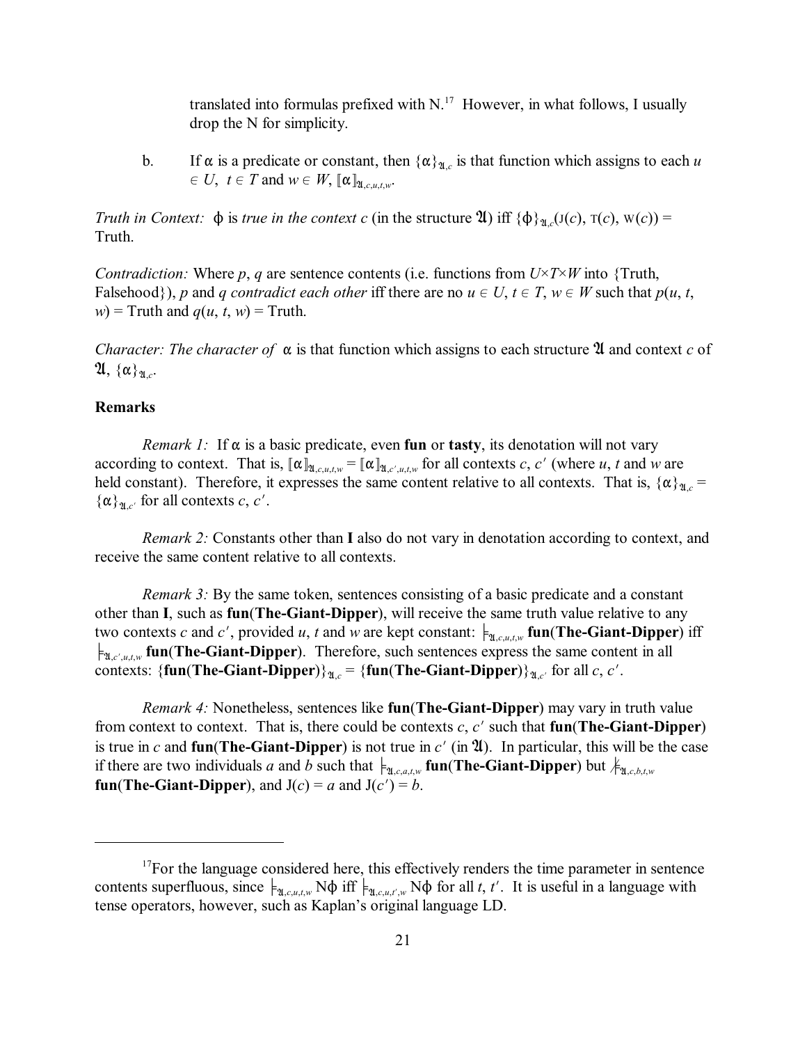translated into formulas prefixed with N.[17] However, in what follows, I usually drop the N for simplicity.

b. If $\alpha$ is a predicate or constant, then $\{\alpha\}_{\mathfrak{A},c}$ is that function which assigns to each $u \in U$, $t \in T$ and $w \in W$, $[\![\alpha]\!]_{\mathfrak{A},c,u,t,w}$.

*Truth in Context:* $\phi$ is *true in the context c* (in the structure $\mathfrak{A}$) iff $\{\phi\}_{\mathfrak{A},c}(\mathrm{J}(c), \mathrm{T}(c), \mathrm{W}(c))$ = Truth.

*Contradiction:* Where $p$, $q$ are sentence contents (i.e. functions from $U \times T \times W$ into {Truth, Falsehood}), $p$ and $q$ *contradict each other* iff there are no $u \in U$, $t \in T$, $w \in W$ such that $p(u, t, w)$ = Truth and $q(u, t, w)$ = Truth.

*Character: The character of* $\alpha$ is that function which assigns to each structure $\mathfrak{A}$ and context $c$ of $\mathfrak{A}$, $\{\alpha\}_{\mathfrak{A},c}$.

**Remarks**

*Remark 1:* If $\alpha$ is a basic predicate, even **fun** or **tasty**, its denotation will not vary according to context. That is, $[\![\alpha]\!]_{\mathfrak{A},c,u,t,w} = [\![\alpha]\!]_{\mathfrak{A},c',u,t,w}$ for all contexts $c$, $c'$ (where $u$, $t$ and $w$ are held constant). Therefore, it expresses the same content relative to all contexts. That is, $\{\alpha\}_{\mathfrak{A},c} = \{\alpha\}_{\mathfrak{A},c'}$ for all contexts $c$, $c'$.

*Remark 2:* Constants other than **I** also do not vary in denotation according to context, and receive the same content relative to all contexts.

*Remark 3:* By the same token, sentences consisting of a basic predicate and a constant other than **I**, such as **fun**(**The-Giant-Dipper**), will receive the same truth value relative to any two contexts $c$ and $c'$, provided $u$, $t$ and $w$ are kept constant: $\models_{\mathfrak{A},c,u,t,w}$ **fun**(**The-Giant-Dipper**) iff $\models_{\mathfrak{A},c',u,t,w}$ **fun**(**The-Giant-Dipper**). Therefore, such sentences express the same content in all contexts: $\{$**fun**(**The-Giant-Dipper**)$\}_{\mathfrak{A},c} = \{$**fun**(**The-Giant-Dipper**)$\}_{\mathfrak{A},c'}$ for all $c$, $c'$.

*Remark 4:* Nonetheless, sentences like **fun**(**The-Giant-Dipper**) may vary in truth value from context to context. That is, there could be contexts $c$, $c'$ such that **fun**(**The-Giant-Dipper**) is true in $c$ and **fun**(**The-Giant-Dipper**) is not true in $c'$ (in $\mathfrak{A}$). In particular, this will be the case if there are two individuals $a$ and $b$ such that $\models_{\mathfrak{A},c,a,t,w}$ **fun**(**The-Giant-Dipper**) but $\not\models_{\mathfrak{A},c,b,t,w}$ **fun**(**The-Giant-Dipper**), and $\mathrm{J}(c) = a$ and $\mathrm{J}(c') = b$.

---

[17] For the language considered here, this effectively renders the time parameter in sentence contents superfluous, since $\models_{\mathfrak{A},c,u,t,w} \mathrm{N}\phi$ iff $\models_{\mathfrak{A},c,u,t',w} \mathrm{N}\phi$ for all $t$, $t'$. It is useful in a language with tense operators, however, such as Kaplan's original language LD.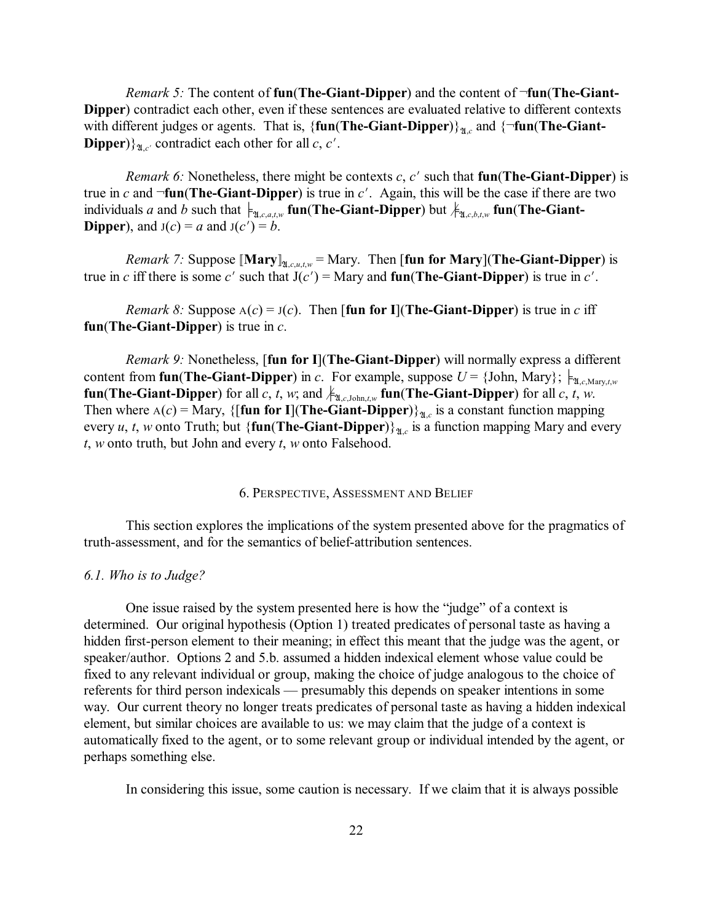*Remark 5:* The content of **fun**(**The-Giant-Dipper**) and the content of ¬**fun**(**The-Giant-Dipper**) contradict each other, even if these sentences are evaluated relative to different contexts with different judges or agents. That is, $\{$**fun**(**The-Giant-Dipper**)$\}_{\mathfrak{A},c}$ and $\{$¬**fun**(**The-Giant-Dipper**)$\}_{\mathfrak{A},c'}$ contradict each other for all $c$, $c'$.

*Remark 6:* Nonetheless, there might be contexts $c$, $c'$ such that **fun**(**The-Giant-Dipper**) is true in $c$ and ¬**fun**(**The-Giant-Dipper**) is true in $c'$. Again, this will be the case if there are two individuals $a$ and $b$ such that $\models_{\mathfrak{A},c,a,t,w}$ **fun**(**The-Giant-Dipper**) but $\not\models_{\mathfrak{A},c,b,t,w}$ **fun**(**The-Giant-Dipper**), and $\mathrm{J}(c) = a$ and $\mathrm{J}(c') = b$.

*Remark 7:* Suppose $[\![$**Mary**$]\!]_{\mathfrak{A},c,u,t,w}$ = Mary. Then [**fun for Mary**](**The-Giant-Dipper**) is true in $c$ iff there is some $c'$ such that $\mathrm{J}(c')$ = Mary and **fun**(**The-Giant-Dipper**) is true in $c'$.

*Remark 8:* Suppose $\mathrm{A}(c) = \mathrm{J}(c)$. Then [**fun for I**](**The-Giant-Dipper**) is true in $c$ iff **fun**(**The-Giant-Dipper**) is true in $c$.

*Remark 9:* Nonetheless, [**fun for I**](**The-Giant-Dipper**) will normally express a different content from **fun**(**The-Giant-Dipper**) in $c$. For example, suppose $U$ = {John, Mary}; $\models_{\mathfrak{A},c,\mathrm{Mary},t,w}$ **fun**(**The-Giant-Dipper**) for all $c$, $t$, $w$; and $\not\models_{\mathfrak{A},c,\mathrm{John},t,w}$ **fun**(**The-Giant-Dipper**) for all $c$, $t$, $w$. Then where $\mathrm{A}(c)$ = Mary, $\{$[**fun for I**](**The-Giant-Dipper**)$\}_{\mathfrak{A},c}$ is a constant function mapping every $u$, $t$, $w$ onto Truth; but $\{$**fun**(**The-Giant-Dipper**)$\}_{\mathfrak{A},c}$ is a function mapping Mary and every $t$, $w$ onto truth, but John and every $t$, $w$ onto Falsehood.

## 6. Perspective, Assessment and Belief

This section explores the implications of the system presented above for the pragmatics of truth-assessment, and for the semantics of belief-attribution sentences.

### *6.1. Who is to Judge?*

One issue raised by the system presented here is how the "judge" of a context is determined. Our original hypothesis (Option 1) treated predicates of personal taste as having a hidden first-person element to their meaning; in effect this meant that the judge was the agent, or speaker/author. Options 2 and 5.b. assumed a hidden indexical element whose value could be fixed to any relevant individual or group, making the choice of judge analogous to the choice of referents for third person indexicals — presumably this depends on speaker intentions in some way. Our current theory no longer treats predicates of personal taste as having a hidden indexical element, but similar choices are available to us: we may claim that the judge of a context is automatically fixed to the agent, or to some relevant group or individual intended by the agent, or perhaps something else.

In considering this issue, some caution is necessary. If we claim that it is always possible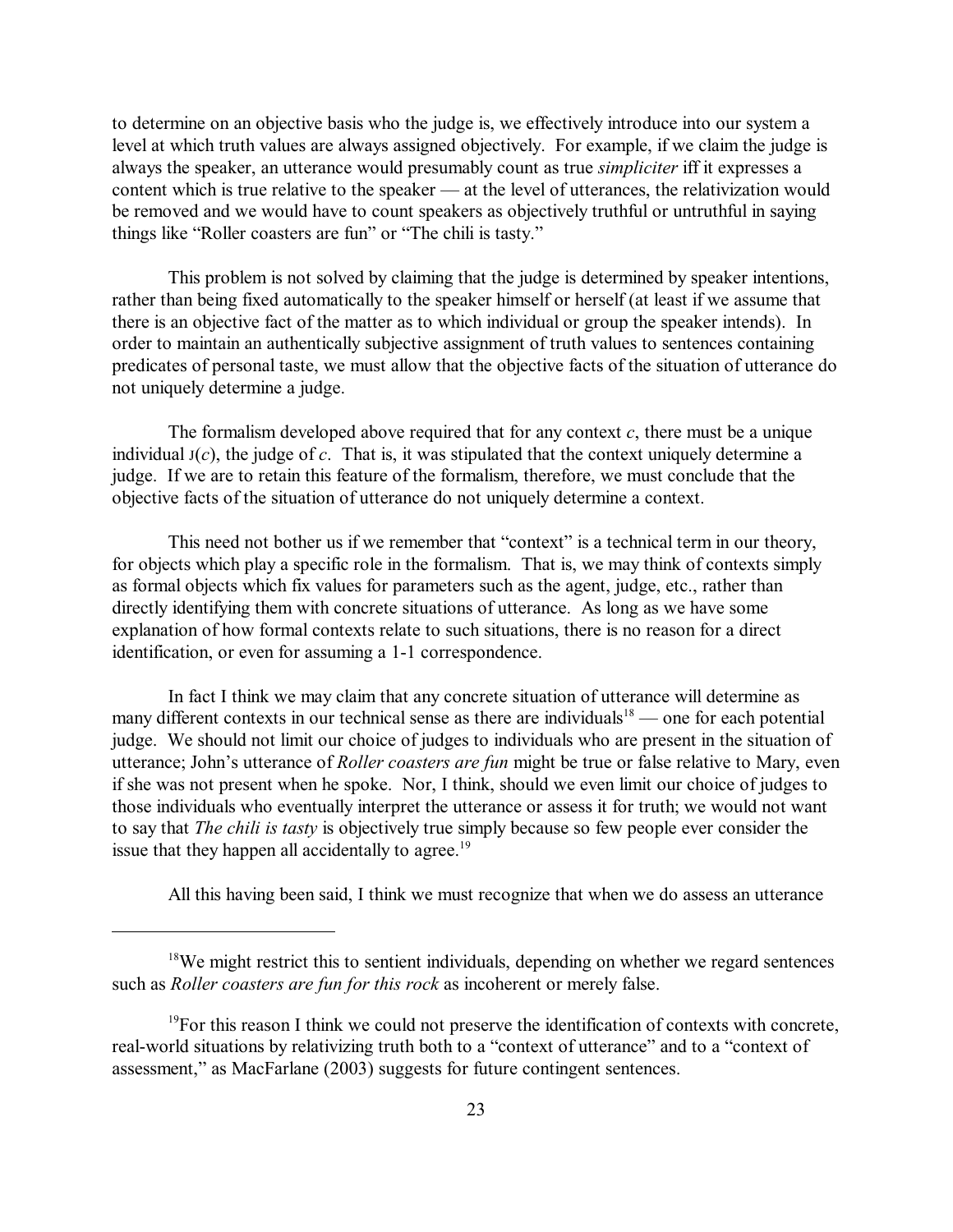to determine on an objective basis who the judge is, we effectively introduce into our system a level at which truth values are always assigned objectively. For example, if we claim the judge is always the speaker, an utterance would presumably count as true *simpliciter* iff it expresses a content which is true relative to the speaker — at the level of utterances, the relativization would be removed and we would have to count speakers as objectively truthful or untruthful in saying things like "Roller coasters are fun" or "The chili is tasty."

This problem is not solved by claiming that the judge is determined by speaker intentions, rather than being fixed automatically to the speaker himself or herself (at least if we assume that there is an objective fact of the matter as to which individual or group the speaker intends). In order to maintain an authentically subjective assignment of truth values to sentences containing predicates of personal taste, we must allow that the objective facts of the situation of utterance do not uniquely determine a judge.

The formalism developed above required that for any context $c$, there must be a unique individual $\text{J}(c)$, the judge of $c$. That is, it was stipulated that the context uniquely determine a judge. If we are to retain this feature of the formalism, therefore, we must conclude that the objective facts of the situation of utterance do not uniquely determine a context.

This need not bother us if we remember that "context" is a technical term in our theory, for objects which play a specific role in the formalism. That is, we may think of contexts simply as formal objects which fix values for parameters such as the agent, judge, etc., rather than directly identifying them with concrete situations of utterance. As long as we have some explanation of how formal contexts relate to such situations, there is no reason for a direct identification, or even for assuming a 1-1 correspondence.

In fact I think we may claim that any concrete situation of utterance will determine as many different contexts in our technical sense as there are individuals[18] — one for each potential judge. We should not limit our choice of judges to individuals who are present in the situation of utterance; John's utterance of *Roller coasters are fun* might be true or false relative to Mary, even if she was not present when he spoke. Nor, I think, should we even limit our choice of judges to those individuals who eventually interpret the utterance or assess it for truth; we would not want to say that *The chili is tasty* is objectively true simply because so few people ever consider the issue that they happen all accidentally to agree.[19]

All this having been said, I think we must recognize that when we do assess an utterance

---

[18] We might restrict this to sentient individuals, depending on whether we regard sentences such as *Roller coasters are fun for this rock* as incoherent or merely false.

[19] For this reason I think we could not preserve the identification of contexts with concrete, real-world situations by relativizing truth both to a "context of utterance" and to a "context of assessment," as MacFarlane (2003) suggests for future contingent sentences.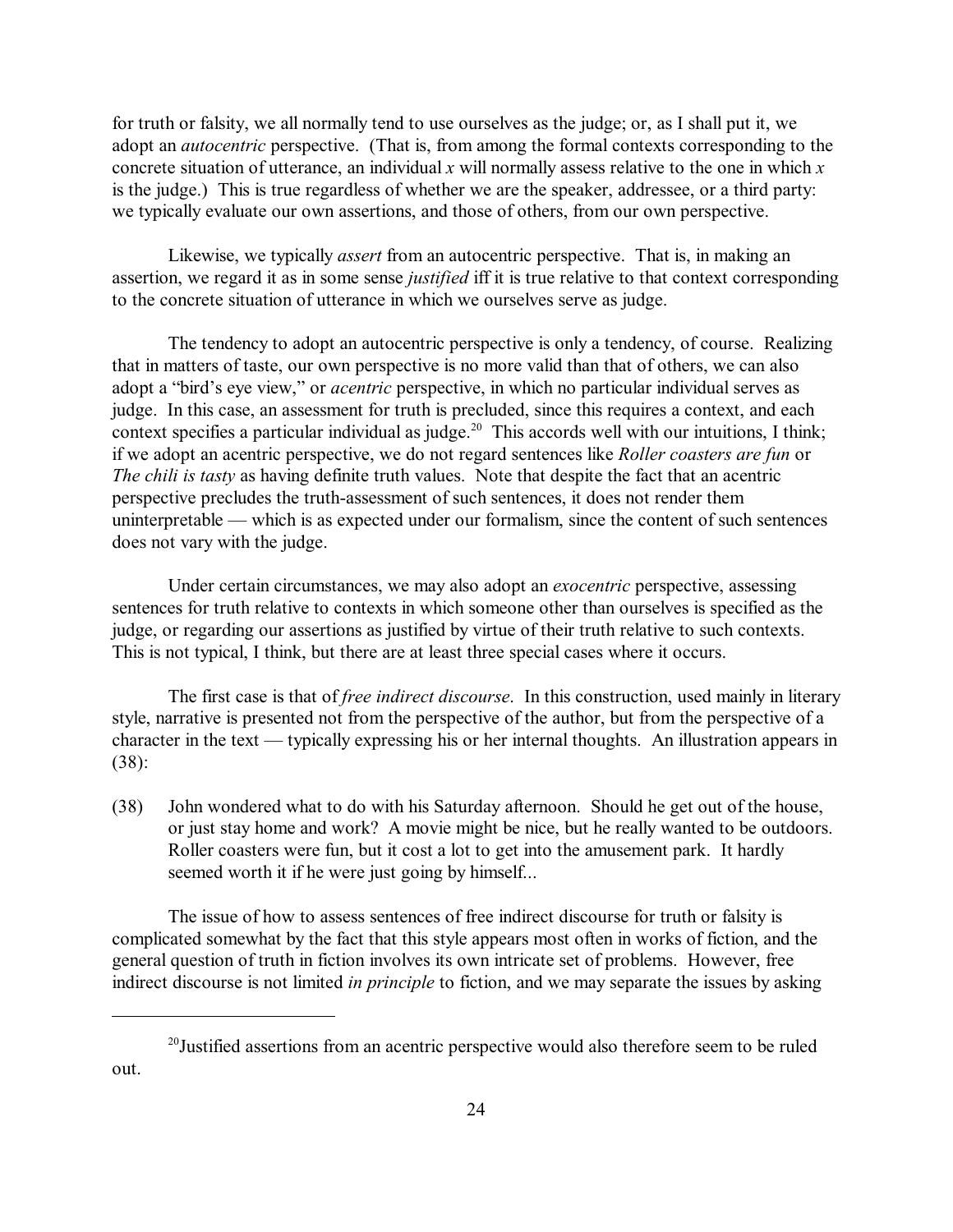for truth or falsity, we all normally tend to use ourselves as the judge; or, as I shall put it, we adopt an *autocentric* perspective. (That is, from among the formal contexts corresponding to the concrete situation of utterance, an individual $x$ will normally assess relative to the one in which $x$ is the judge.) This is true regardless of whether we are the speaker, addressee, or a third party: we typically evaluate our own assertions, and those of others, from our own perspective.

Likewise, we typically *assert* from an autocentric perspective. That is, in making an assertion, we regard it as in some sense *justified* iff it is true relative to that context corresponding to the concrete situation of utterance in which we ourselves serve as judge.

The tendency to adopt an autocentric perspective is only a tendency, of course. Realizing that in matters of taste, our own perspective is no more valid than that of others, we can also adopt a "bird's eye view," or *acentric* perspective, in which no particular individual serves as judge. In this case, an assessment for truth is precluded, since this requires a context, and each context specifies a particular individual as judge.[20] This accords well with our intuitions, I think; if we adopt an acentric perspective, we do not regard sentences like *Roller coasters are fun* or *The chili is tasty* as having definite truth values. Note that despite the fact that an acentric perspective precludes the truth-assessment of such sentences, it does not render them uninterpretable — which is as expected under our formalism, since the content of such sentences does not vary with the judge.

Under certain circumstances, we may also adopt an *exocentric* perspective, assessing sentences for truth relative to contexts in which someone other than ourselves is specified as the judge, or regarding our assertions as justified by virtue of their truth relative to such contexts. This is not typical, I think, but there are at least three special cases where it occurs.

The first case is that of *free indirect discourse*. In this construction, used mainly in literary style, narrative is presented not from the perspective of the author, but from the perspective of a character in the text — typically expressing his or her internal thoughts. An illustration appears in (38):

(38) John wondered what to do with his Saturday afternoon. Should he get out of the house, or just stay home and work? A movie might be nice, but he really wanted to be outdoors. Roller coasters were fun, but it cost a lot to get into the amusement park. It hardly seemed worth it if he were just going by himself...

The issue of how to assess sentences of free indirect discourse for truth or falsity is complicated somewhat by the fact that this style appears most often in works of fiction, and the general question of truth in fiction involves its own intricate set of problems. However, free indirect discourse is not limited *in principle* to fiction, and we may separate the issues by asking

---

[20] Justified assertions from an acentric perspective would also therefore seem to be ruled out.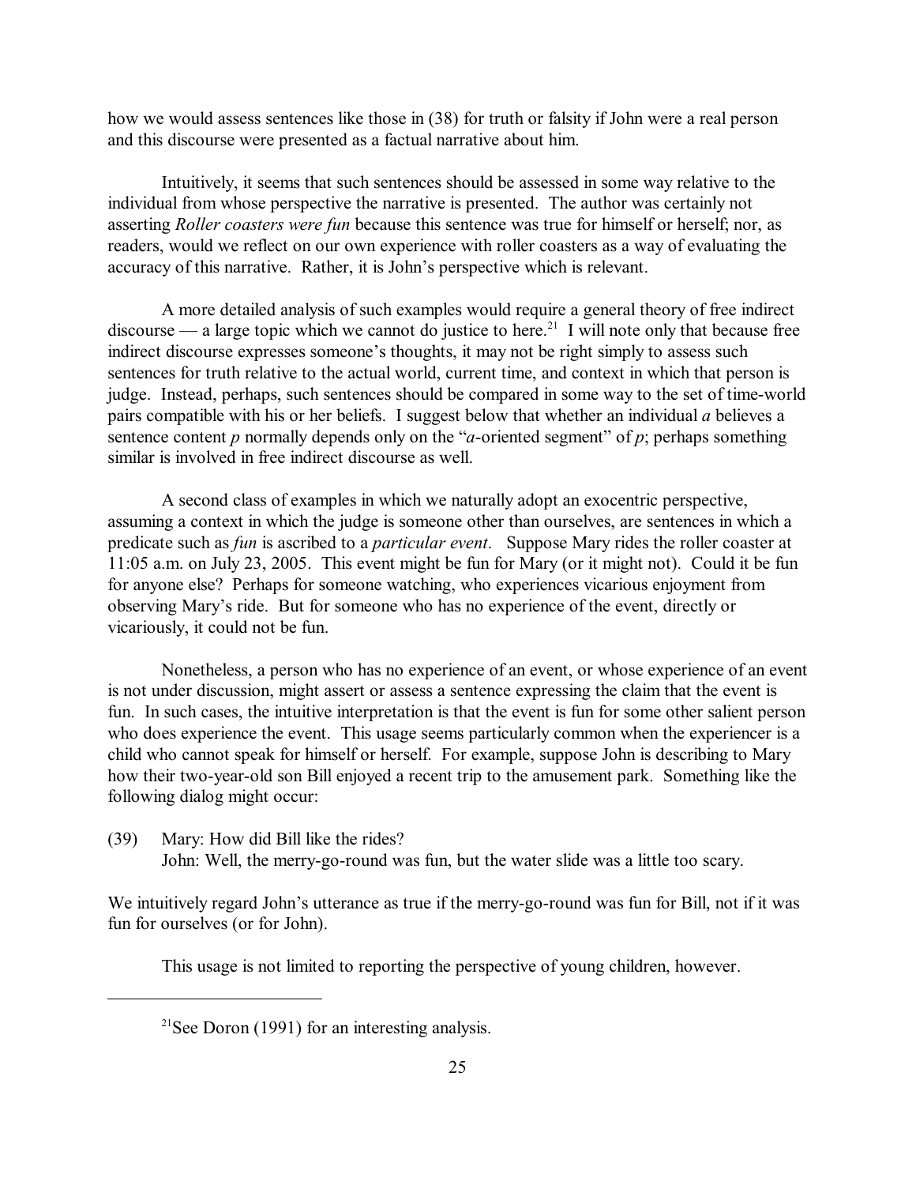how we would assess sentences like those in (38) for truth or falsity if John were a real person and this discourse were presented as a factual narrative about him.

Intuitively, it seems that such sentences should be assessed in some way relative to the individual from whose perspective the narrative is presented. The author was certainly not asserting *Roller coasters were fun* because this sentence was true for himself or herself; nor, as readers, would we reflect on our own experience with roller coasters as a way of evaluating the accuracy of this narrative. Rather, it is John's perspective which is relevant.

A more detailed analysis of such examples would require a general theory of free indirect discourse — a large topic which we cannot do justice to here.[21] I will note only that because free indirect discourse expresses someone's thoughts, it may not be right simply to assess such sentences for truth relative to the actual world, current time, and context in which that person is judge. Instead, perhaps, such sentences should be compared in some way to the set of time-world pairs compatible with his or her beliefs. I suggest below that whether an individual *a* believes a sentence content *p* normally depends only on the "*a*-oriented segment" of *p*; perhaps something similar is involved in free indirect discourse as well.

A second class of examples in which we naturally adopt an exocentric perspective, assuming a context in which the judge is someone other than ourselves, are sentences in which a predicate such as *fun* is ascribed to a *particular event*. Suppose Mary rides the roller coaster at 11:05 a.m. on July 23, 2005. This event might be fun for Mary (or it might not). Could it be fun for anyone else? Perhaps for someone watching, who experiences vicarious enjoyment from observing Mary's ride. But for someone who has no experience of the event, directly or vicariously, it could not be fun.

Nonetheless, a person who has no experience of an event, or whose experience of an event is not under discussion, might assert or assess a sentence expressing the claim that the event is fun. In such cases, the intuitive interpretation is that the event is fun for some other salient person who does experience the event. This usage seems particularly common when the experiencer is a child who cannot speak for himself or herself. For example, suppose John is describing to Mary how their two-year-old son Bill enjoyed a recent trip to the amusement park. Something like the following dialog might occur:

(39) Mary: How did Bill like the rides?
John: Well, the merry-go-round was fun, but the water slide was a little too scary.

We intuitively regard John's utterance as true if the merry-go-round was fun for Bill, not if it was fun for ourselves (or for John).

This usage is not limited to reporting the perspective of young children, however.

[21] See Doron (1991) for an interesting analysis.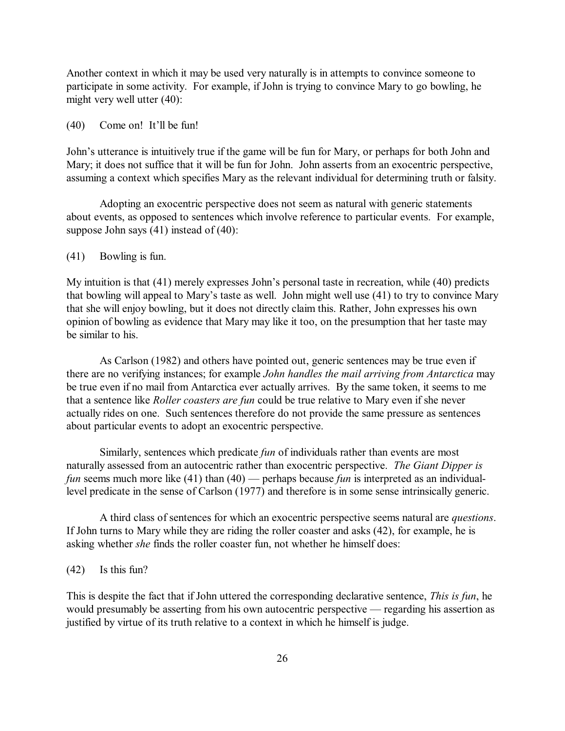Another context in which it may be used very naturally is in attempts to convince someone to participate in some activity. For example, if John is trying to convince Mary to go bowling, he might very well utter (40):

(40) Come on! It'll be fun!

John's utterance is intuitively true if the game will be fun for Mary, or perhaps for both John and Mary; it does not suffice that it will be fun for John. John asserts from an exocentric perspective, assuming a context which specifies Mary as the relevant individual for determining truth or falsity.

Adopting an exocentric perspective does not seem as natural with generic statements about events, as opposed to sentences which involve reference to particular events. For example, suppose John says (41) instead of (40):

(41) Bowling is fun.

My intuition is that (41) merely expresses John's personal taste in recreation, while (40) predicts that bowling will appeal to Mary's taste as well. John might well use (41) to try to convince Mary that she will enjoy bowling, but it does not directly claim this. Rather, John expresses his own opinion of bowling as evidence that Mary may like it too, on the presumption that her taste may be similar to his.

As Carlson (1982) and others have pointed out, generic sentences may be true even if there are no verifying instances; for example *John handles the mail arriving from Antarctica* may be true even if no mail from Antarctica ever actually arrives. By the same token, it seems to me that a sentence like *Roller coasters are fun* could be true relative to Mary even if she never actually rides on one. Such sentences therefore do not provide the same pressure as sentences about particular events to adopt an exocentric perspective.

Similarly, sentences which predicate *fun* of individuals rather than events are most naturally assessed from an autocentric rather than exocentric perspective. *The Giant Dipper is fun* seems much more like (41) than (40) — perhaps because *fun* is interpreted as an individual-level predicate in the sense of Carlson (1977) and therefore is in some sense intrinsically generic.

A third class of sentences for which an exocentric perspective seems natural are *questions*. If John turns to Mary while they are riding the roller coaster and asks (42), for example, he is asking whether *she* finds the roller coaster fun, not whether he himself does:

(42) Is this fun?

This is despite the fact that if John uttered the corresponding declarative sentence, *This is fun*, he would presumably be asserting from his own autocentric perspective — regarding his assertion as justified by virtue of its truth relative to a context in which he himself is judge.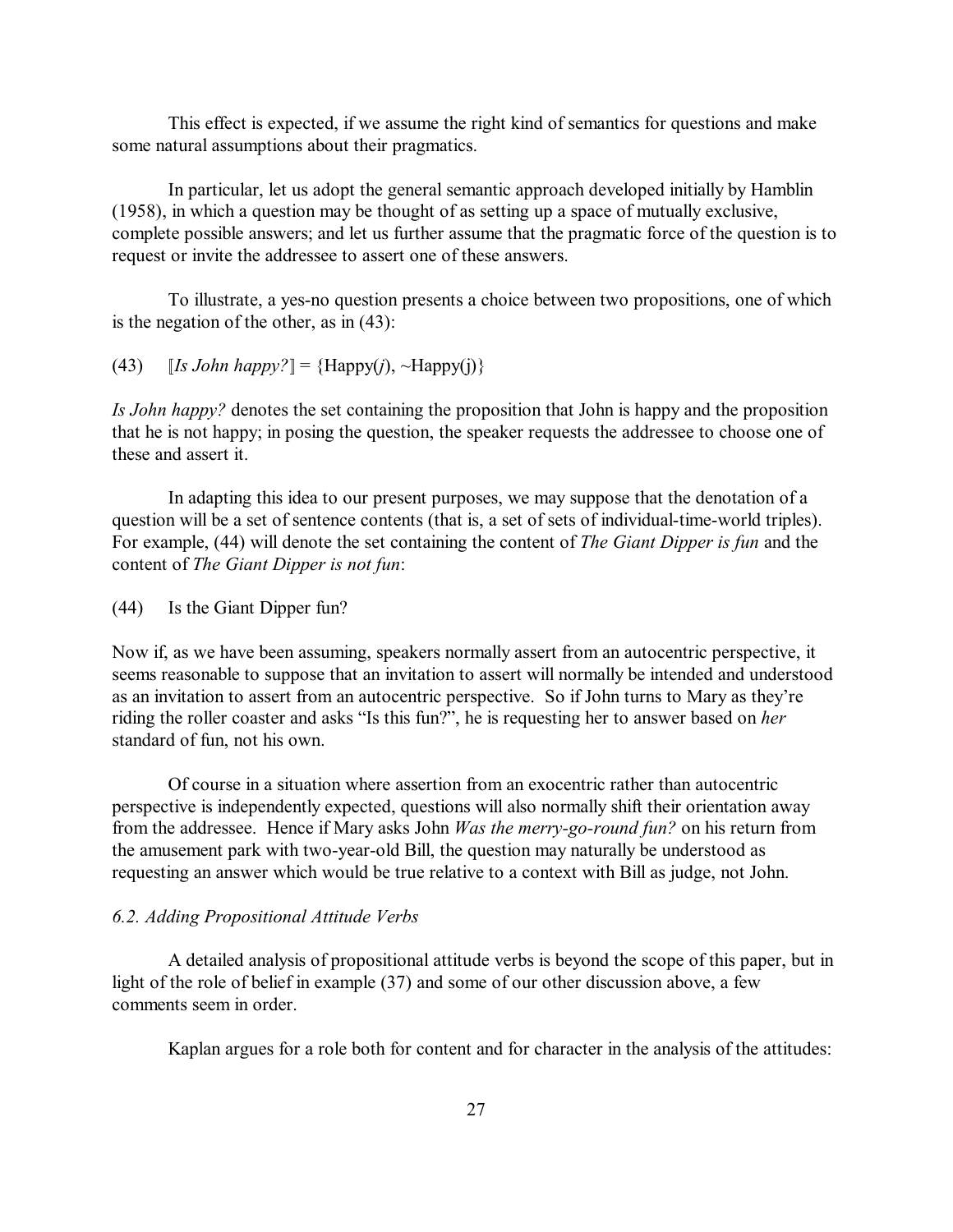This effect is expected, if we assume the right kind of semantics for questions and make some natural assumptions about their pragmatics.

In particular, let us adopt the general semantic approach developed initially by Hamblin (1958), in which a question may be thought of as setting up a space of mutually exclusive, complete possible answers; and let us further assume that the pragmatic force of the question is to request or invite the addressee to assert one of these answers.

To illustrate, a yes-no question presents a choice between two propositions, one of which is the negation of the other, as in (43):

(43) $[\![\textit{Is John happy?}]\!] = \{\text{Happy}(j), \sim\text{Happy}(\text{j})\}$

*Is John happy?* denotes the set containing the proposition that John is happy and the proposition that he is not happy; in posing the question, the speaker requests the addressee to choose one of these and assert it.

In adapting this idea to our present purposes, we may suppose that the denotation of a question will be a set of sentence contents (that is, a set of sets of individual-time-world triples). For example, (44) will denote the set containing the content of *The Giant Dipper is fun* and the content of *The Giant Dipper is not fun*:

(44) Is the Giant Dipper fun?

Now if, as we have been assuming, speakers normally assert from an autocentric perspective, it seems reasonable to suppose that an invitation to assert will normally be intended and understood as an invitation to assert from an autocentric perspective. So if John turns to Mary as they're riding the roller coaster and asks "Is this fun?", he is requesting her to answer based on *her* standard of fun, not his own.

Of course in a situation where assertion from an exocentric rather than autocentric perspective is independently expected, questions will also normally shift their orientation away from the addressee. Hence if Mary asks John *Was the merry-go-round fun?* on his return from the amusement park with two-year-old Bill, the question may naturally be understood as requesting an answer which would be true relative to a context with Bill as judge, not John.

### *6.2. Adding Propositional Attitude Verbs*

A detailed analysis of propositional attitude verbs is beyond the scope of this paper, but in light of the role of belief in example (37) and some of our other discussion above, a few comments seem in order.

Kaplan argues for a role both for content and for character in the analysis of the attitudes: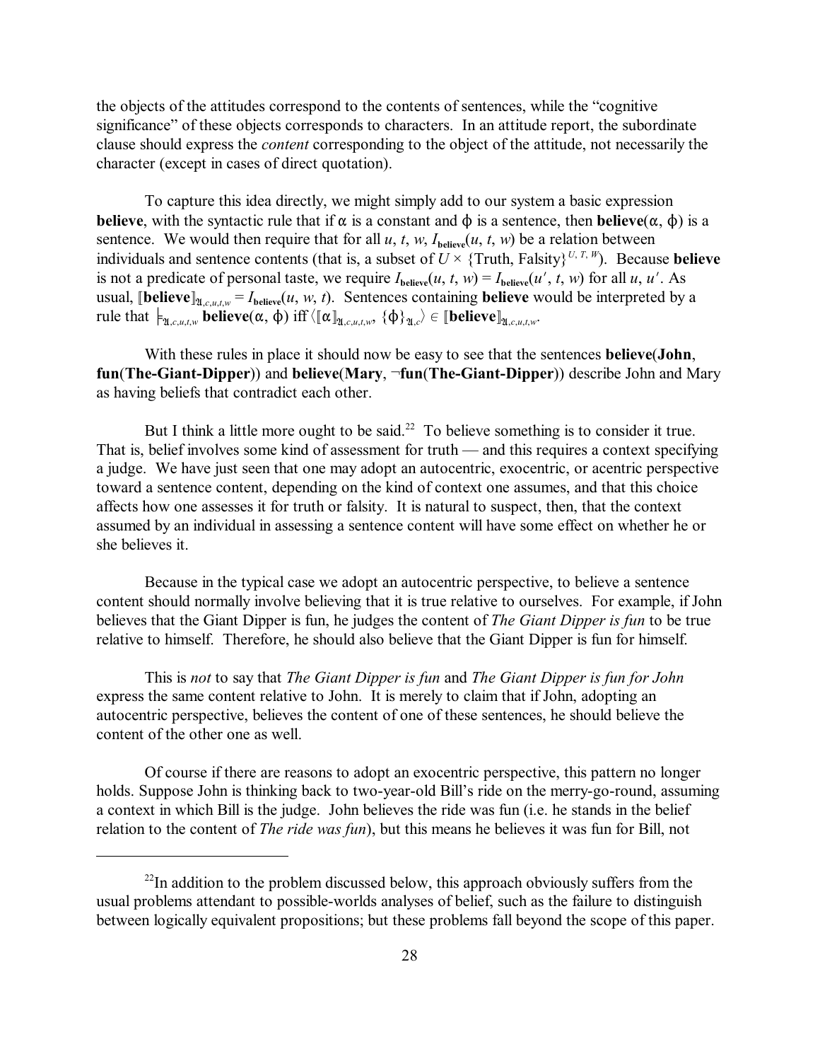the objects of the attitudes correspond to the contents of sentences, while the "cognitive significance" of these objects corresponds to characters. In an attitude report, the subordinate clause should express the *content* corresponding to the object of the attitude, not necessarily the character (except in cases of direct quotation).

To capture this idea directly, we might simply add to our system a basic expression **believe**, with the syntactic rule that if $\alpha$ is a constant and $\phi$ is a sentence, then **believe**($\alpha$, $\phi$) is a sentence. We would then require that for all $u$, $t$, $w$, $I_{\textbf{believe}}(u, t, w)$ be a relation between individuals and sentence contents (that is, a subset of $U \times \{\text{Truth, Falsity}\}^{U, T, W}$). Because **believe** is not a predicate of personal taste, we require $I_{\textbf{believe}}(u, t, w) = I_{\textbf{believe}}(u', t, w)$ for all $u$, $u'$. As usual, $[\![\textbf{believe}]\!]_{\mathfrak{A},c,u,t,w} = I_{\textbf{believe}}(u, w, t)$. Sentences containing **believe** would be interpreted by a rule that $\models_{\mathfrak{A},c,u,t,w}$ **believe**($\alpha$, $\phi$) iff $\langle [\![\alpha]\!]_{\mathfrak{A},c,u,t,w}, \{\phi\}_{\mathfrak{A},c} \rangle \in [\![\textbf{believe}]\!]_{\mathfrak{A},c,u,t,w}$.

With these rules in place it should now be easy to see that the sentences **believe**(**John**, **fun**(**The-Giant-Dipper**)) and **believe**(**Mary**, ¬**fun**(**The-Giant-Dipper**)) describe John and Mary as having beliefs that contradict each other.

But I think a little more ought to be said.[22] To believe something is to consider it true. That is, belief involves some kind of assessment for truth — and this requires a context specifying a judge. We have just seen that one may adopt an autocentric, exocentric, or acentric perspective toward a sentence content, depending on the kind of context one assumes, and that this choice affects how one assesses it for truth or falsity. It is natural to suspect, then, that the context assumed by an individual in assessing a sentence content will have some effect on whether he or she believes it.

Because in the typical case we adopt an autocentric perspective, to believe a sentence content should normally involve believing that it is true relative to ourselves. For example, if John believes that the Giant Dipper is fun, he judges the content of *The Giant Dipper is fun* to be true relative to himself. Therefore, he should also believe that the Giant Dipper is fun for himself.

This is *not* to say that *The Giant Dipper is fun* and *The Giant Dipper is fun for John* express the same content relative to John. It is merely to claim that if John, adopting an autocentric perspective, believes the content of one of these sentences, he should believe the content of the other one as well.

Of course if there are reasons to adopt an exocentric perspective, this pattern no longer holds. Suppose John is thinking back to two-year-old Bill's ride on the merry-go-round, assuming a context in which Bill is the judge. John believes the ride was fun (i.e. he stands in the belief relation to the content of *The ride was fun*), but this means he believes it was fun for Bill, not

---

[22]In addition to the problem discussed below, this approach obviously suffers from the usual problems attendant to possible-worlds analyses of belief, such as the failure to distinguish between logically equivalent propositions; but these problems fall beyond the scope of this paper.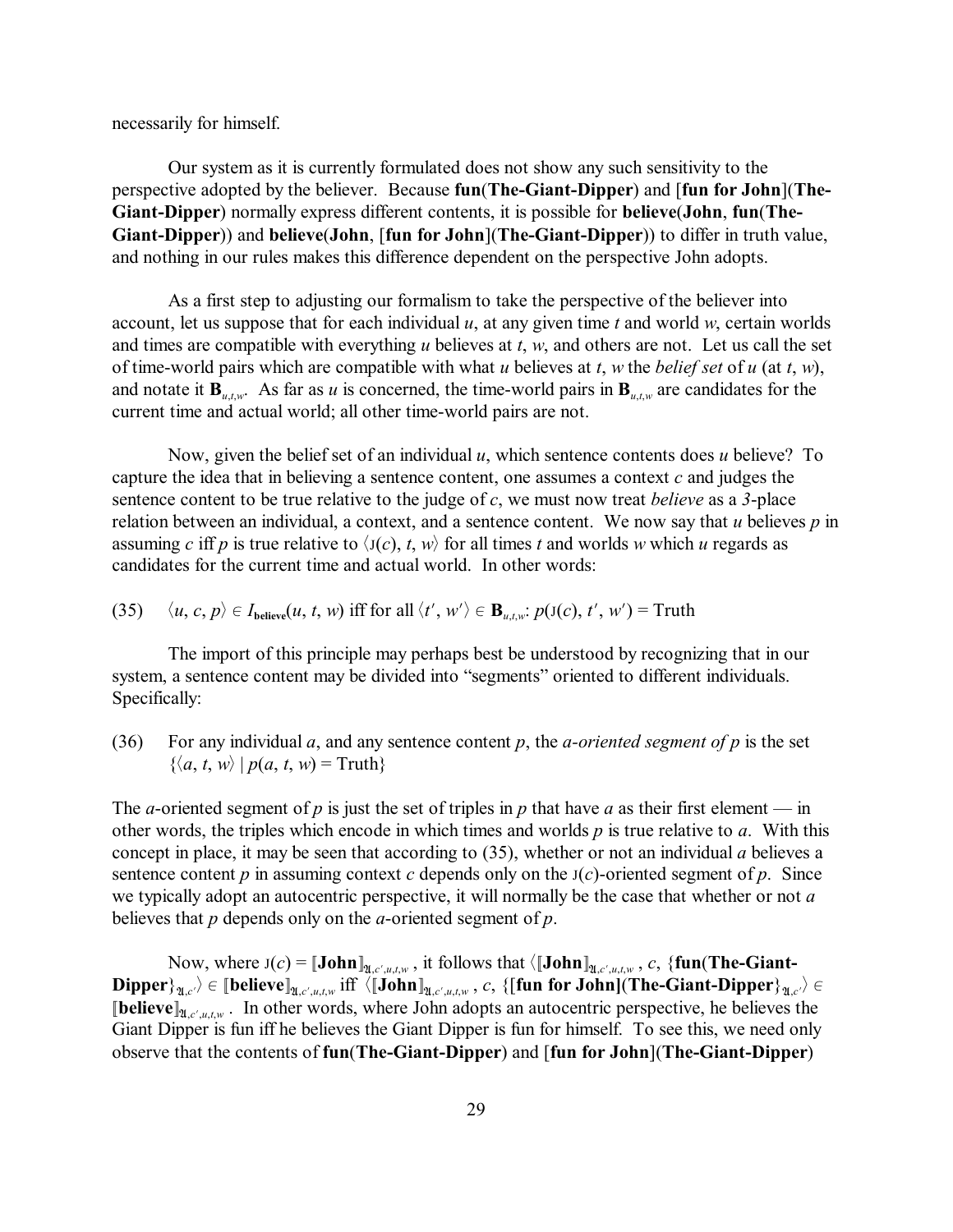necessarily for himself.

Our system as it is currently formulated does not show any such sensitivity to the perspective adopted by the believer. Because **fun**(**The-Giant-Dipper**) and [**fun for John**](**The-Giant-Dipper**) normally express different contents, it is possible for **believe**(**John**, **fun**(**The-Giant-Dipper**)) and **believe**(**John**, [**fun for John**](**The-Giant-Dipper**)) to differ in truth value, and nothing in our rules makes this difference dependent on the perspective John adopts.

As a first step to adjusting our formalism to take the perspective of the believer into account, let us suppose that for each individual $u$, at any given time $t$ and world $w$, certain worlds and times are compatible with everything $u$ believes at $t$, $w$, and others are not. Let us call the set of time-world pairs which are compatible with what $u$ believes at $t$, $w$ the *belief set* of $u$ (at $t$, $w$), and notate it $\mathbf{B}_{u,t,w}$. As far as $u$ is concerned, the time-world pairs in $\mathbf{B}_{u,t,w}$ are candidates for the current time and actual world; all other time-world pairs are not.

Now, given the belief set of an individual $u$, which sentence contents does $u$ believe? To capture the idea that in believing a sentence content, one assumes a context $c$ and judges the sentence content to be true relative to the judge of $c$, we must now treat *believe* as a *3*-place relation between an individual, a context, and a sentence content. We now say that $u$ believes $p$ in assuming $c$ iff $p$ is true relative to $\langle \text{J}(c), t, w\rangle$ for all times $t$ and worlds $w$ which $u$ regards as candidates for the current time and actual world. In other words:

(35) $\langle u, c, p\rangle \in I_{\mathbf{believe}}(u, t, w)$ iff for all $\langle t', w'\rangle \in \mathbf{B}_{u,t,w}$: $p(\text{J}(c), t', w') = \text{Truth}$

The import of this principle may perhaps best be understood by recognizing that in our system, a sentence content may be divided into "segments" oriented to different individuals. Specifically:

(36) For any individual $a$, and any sentence content $p$, the *a-oriented segment of p* is the set $\{\langle a, t, w\rangle \mid p(a, t, w) = \text{Truth}\}$

The $a$-oriented segment of $p$ is just the set of triples in $p$ that have $a$ as their first element — in other words, the triples which encode in which times and worlds $p$ is true relative to $a$. With this concept in place, it may be seen that according to (35), whether or not an individual $a$ believes a sentence content $p$ in assuming context $c$ depends only on the $\text{J}(c)$-oriented segment of $p$. Since we typically adopt an autocentric perspective, it will normally be the case that whether or not $a$ believes that $p$ depends only on the $a$-oriented segment of $p$.

Now, where $\text{J}(c) = [\![\mathbf{John}]\!]_{\mathfrak{A},c',u,t,w}$, it follows that $\langle [\![\mathbf{John}]\!]_{\mathfrak{A},c',u,t,w}, c, \{\mathbf{fun}(\mathbf{The\text{-}Giant\text{-}Dipper}\}_{\mathfrak{A},c'}\rangle \in [\![\mathbf{believe}]\!]_{\mathfrak{A},c',u,t,w}$ iff $\langle [\![\mathbf{John}]\!]_{\mathfrak{A},c',u,t,w}, c, \{[\mathbf{fun\ for\ John}](\mathbf{The\text{-}Giant\text{-}Dipper}\}_{\mathfrak{A},c'}\rangle \in [\![\mathbf{believe}]\!]_{\mathfrak{A},c',u,t,w}$. In other words, where John adopts an autocentric perspective, he believes the Giant Dipper is fun iff he believes the Giant Dipper is fun for himself. To see this, we need only observe that the contents of **fun**(**The-Giant-Dipper**) and [**fun for John**](**The-Giant-Dipper**)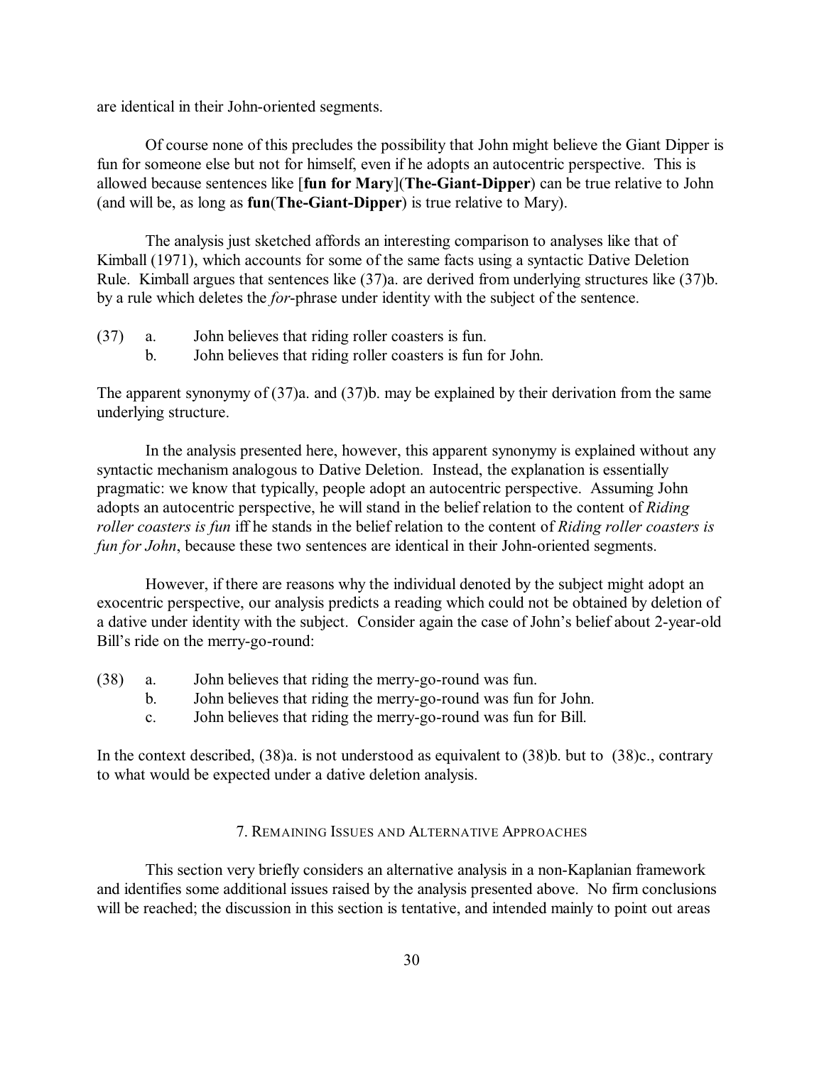are identical in their John-oriented segments.

Of course none of this precludes the possibility that John might believe the Giant Dipper is fun for someone else but not for himself, even if he adopts an autocentric perspective. This is allowed because sentences like [**fun for Mary**](**The-Giant-Dipper**) can be true relative to John (and will be, as long as **fun**(**The-Giant-Dipper**) is true relative to Mary).

The analysis just sketched affords an interesting comparison to analyses like that of Kimball (1971), which accounts for some of the same facts using a syntactic Dative Deletion Rule. Kimball argues that sentences like (37)a. are derived from underlying structures like (37)b. by a rule which deletes the *for*-phrase under identity with the subject of the sentence.

(37) a. John believes that riding roller coasters is fun.
 b. John believes that riding roller coasters is fun for John.

The apparent synonymy of (37)a. and (37)b. may be explained by their derivation from the same underlying structure.

In the analysis presented here, however, this apparent synonymy is explained without any syntactic mechanism analogous to Dative Deletion. Instead, the explanation is essentially pragmatic: we know that typically, people adopt an autocentric perspective. Assuming John adopts an autocentric perspective, he will stand in the belief relation to the content of *Riding roller coasters is fun* iff he stands in the belief relation to the content of *Riding roller coasters is fun for John*, because these two sentences are identical in their John-oriented segments.

However, if there are reasons why the individual denoted by the subject might adopt an exocentric perspective, our analysis predicts a reading which could not be obtained by deletion of a dative under identity with the subject. Consider again the case of John's belief about 2-year-old Bill's ride on the merry-go-round:

(38) a. John believes that riding the merry-go-round was fun.
 b. John believes that riding the merry-go-round was fun for John.
 c. John believes that riding the merry-go-round was fun for Bill.

In the context described, (38)a. is not understood as equivalent to (38)b. but to (38)c., contrary to what would be expected under a dative deletion analysis.

## 7. Remaining Issues and Alternative Approaches

This section very briefly considers an alternative analysis in a non-Kaplanian framework and identifies some additional issues raised by the analysis presented above. No firm conclusions will be reached; the discussion in this section is tentative, and intended mainly to point out areas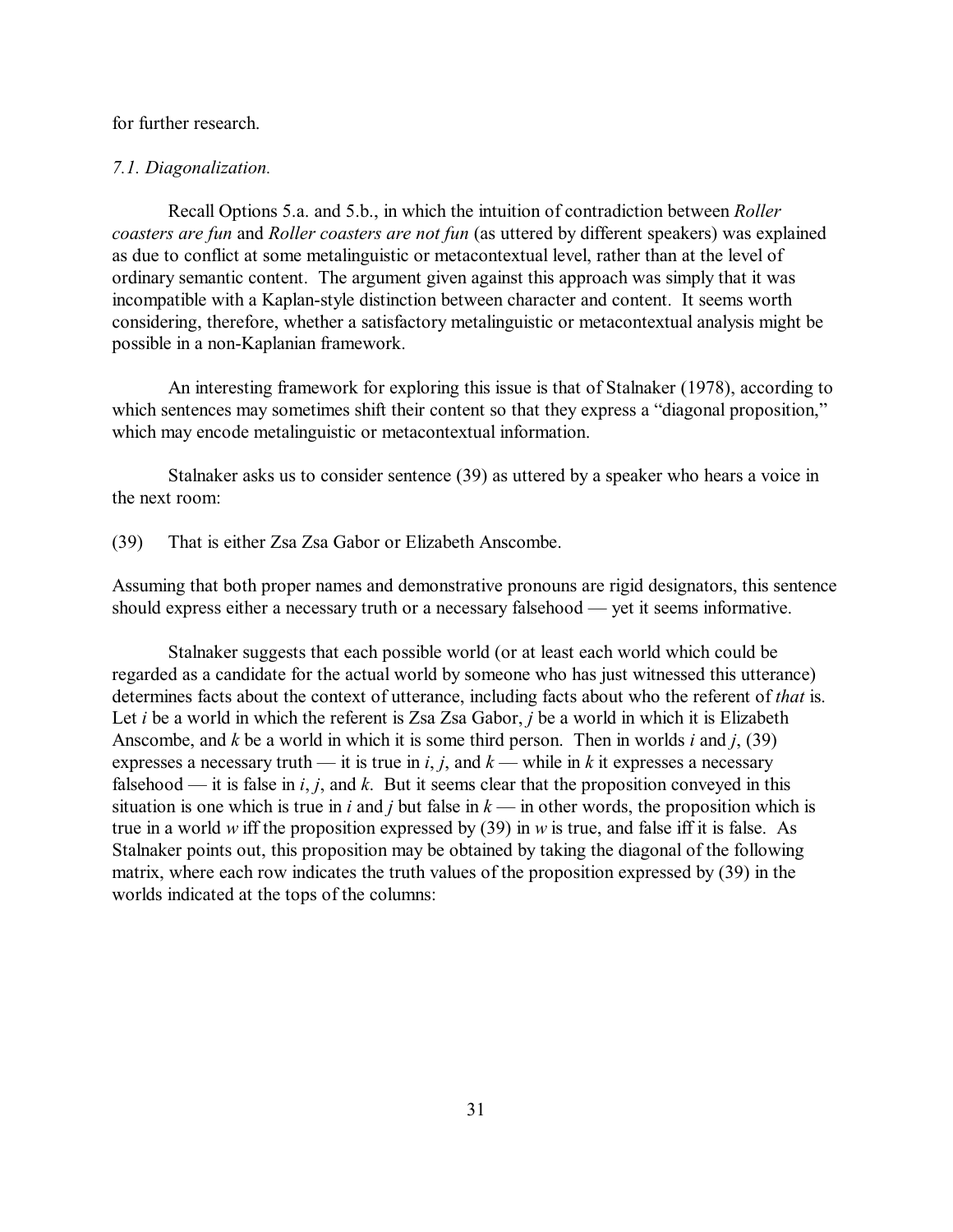for further research.

*7.1. Diagonalization.*

Recall Options 5.a. and 5.b., in which the intuition of contradiction between *Roller coasters are fun* and *Roller coasters are not fun* (as uttered by different speakers) was explained as due to conflict at some metalinguistic or metacontextual level, rather than at the level of ordinary semantic content. The argument given against this approach was simply that it was incompatible with a Kaplan-style distinction between character and content. It seems worth considering, therefore, whether a satisfactory metalinguistic or metacontextual analysis might be possible in a non-Kaplanian framework.

An interesting framework for exploring this issue is that of Stalnaker (1978), according to which sentences may sometimes shift their content so that they express a "diagonal proposition," which may encode metalinguistic or metacontextual information.

Stalnaker asks us to consider sentence (39) as uttered by a speaker who hears a voice in the next room:

(39) That is either Zsa Zsa Gabor or Elizabeth Anscombe.

Assuming that both proper names and demonstrative pronouns are rigid designators, this sentence should express either a necessary truth or a necessary falsehood — yet it seems informative.

Stalnaker suggests that each possible world (or at least each world which could be regarded as a candidate for the actual world by someone who has just witnessed this utterance) determines facts about the context of utterance, including facts about who the referent of *that* is. Let *i* be a world in which the referent is Zsa Zsa Gabor, *j* be a world in which it is Elizabeth Anscombe, and *k* be a world in which it is some third person. Then in worlds *i* and *j*, (39) expresses a necessary truth — it is true in *i*, *j*, and *k* — while in *k* it expresses a necessary falsehood — it is false in *i*, *j*, and *k*. But it seems clear that the proposition conveyed in this situation is one which is true in *i* and *j* but false in *k* — in other words, the proposition which is true in a world *w* iff the proposition expressed by (39) in *w* is true, and false iff it is false. As Stalnaker points out, this proposition may be obtained by taking the diagonal of the following matrix, where each row indicates the truth values of the proposition expressed by (39) in the worlds indicated at the tops of the columns: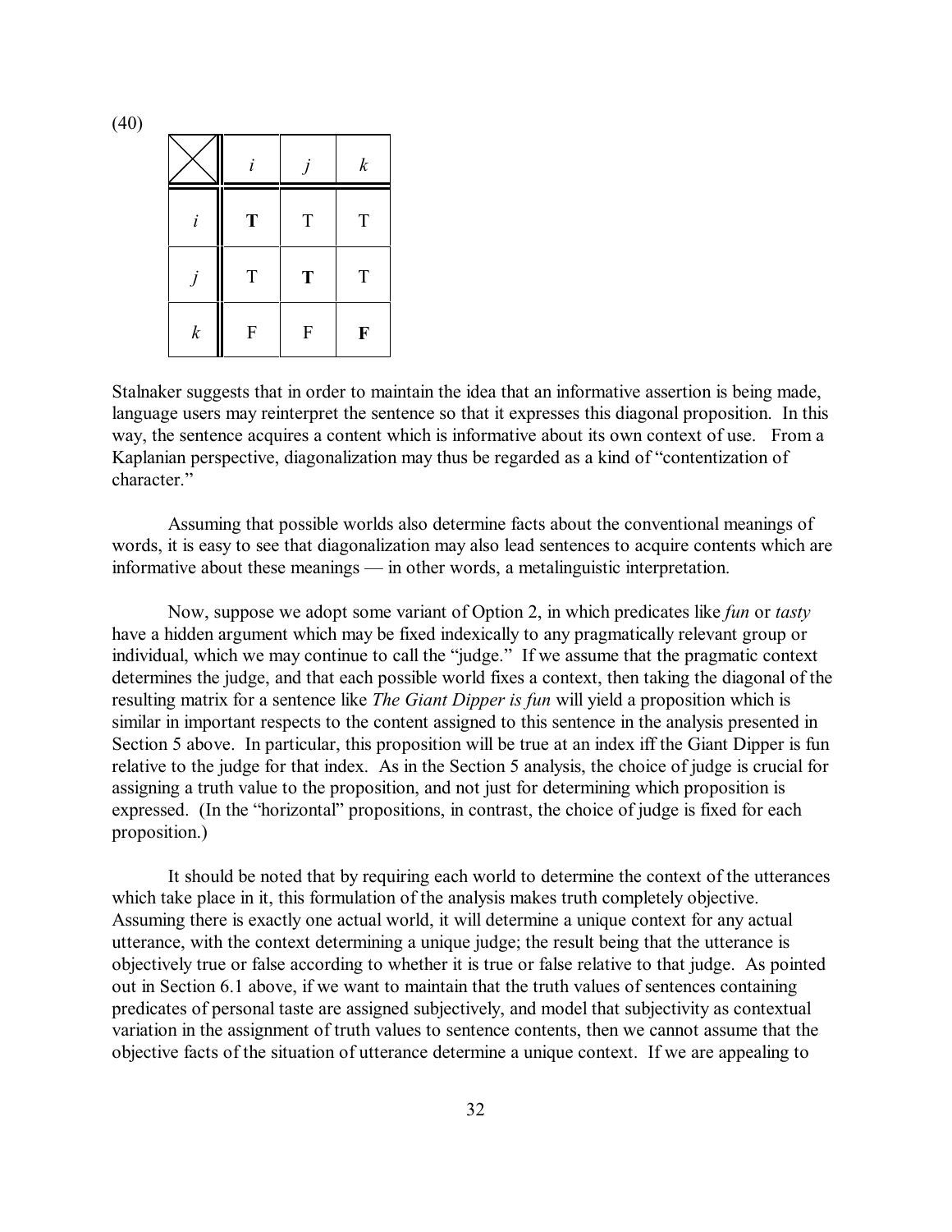(40)

| | *i* | *j* | *k* |
|---|---|---|---|
| *i* | **T** | T | T |
| *j* | T | **T** | T |
| *k* | F | F | **F** |

Stalnaker suggests that in order to maintain the idea that an informative assertion is being made, language users may reinterpret the sentence so that it expresses this diagonal proposition. In this way, the sentence acquires a content which is informative about its own context of use. From a Kaplanian perspective, diagonalization may thus be regarded as a kind of "contentization of character."

Assuming that possible worlds also determine facts about the conventional meanings of words, it is easy to see that diagonalization may also lead sentences to acquire contents which are informative about these meanings — in other words, a metalinguistic interpretation.

Now, suppose we adopt some variant of Option 2, in which predicates like *fun* or *tasty* have a hidden argument which may be fixed indexically to any pragmatically relevant group or individual, which we may continue to call the "judge." If we assume that the pragmatic context determines the judge, and that each possible world fixes a context, then taking the diagonal of the resulting matrix for a sentence like *The Giant Dipper is fun* will yield a proposition which is similar in important respects to the content assigned to this sentence in the analysis presented in Section 5 above. In particular, this proposition will be true at an index iff the Giant Dipper is fun relative to the judge for that index. As in the Section 5 analysis, the choice of judge is crucial for assigning a truth value to the proposition, and not just for determining which proposition is expressed. (In the "horizontal" propositions, in contrast, the choice of judge is fixed for each proposition.)

It should be noted that by requiring each world to determine the context of the utterances which take place in it, this formulation of the analysis makes truth completely objective. Assuming there is exactly one actual world, it will determine a unique context for any actual utterance, with the context determining a unique judge; the result being that the utterance is objectively true or false according to whether it is true or false relative to that judge. As pointed out in Section 6.1 above, if we want to maintain that the truth values of sentences containing predicates of personal taste are assigned subjectively, and model that subjectivity as contextual variation in the assignment of truth values to sentence contents, then we cannot assume that the objective facts of the situation of utterance determine a unique context. If we are appealing to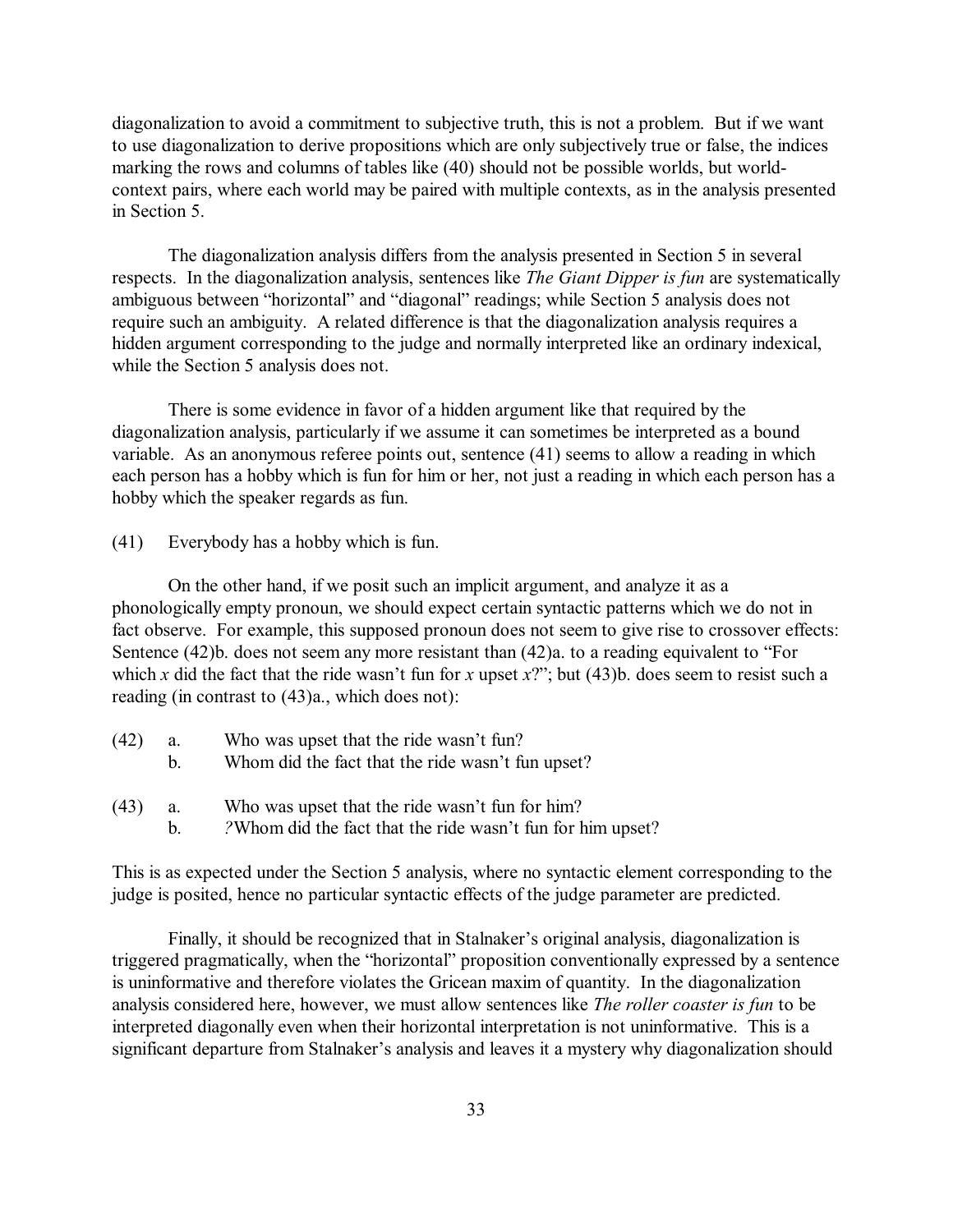diagonalization to avoid a commitment to subjective truth, this is not a problem. But if we want to use diagonalization to derive propositions which are only subjectively true or false, the indices marking the rows and columns of tables like (40) should not be possible worlds, but world-context pairs, where each world may be paired with multiple contexts, as in the analysis presented in Section 5.

The diagonalization analysis differs from the analysis presented in Section 5 in several respects. In the diagonalization analysis, sentences like *The Giant Dipper is fun* are systematically ambiguous between "horizontal" and "diagonal" readings; while Section 5 analysis does not require such an ambiguity. A related difference is that the diagonalization analysis requires a hidden argument corresponding to the judge and normally interpreted like an ordinary indexical, while the Section 5 analysis does not.

There is some evidence in favor of a hidden argument like that required by the diagonalization analysis, particularly if we assume it can sometimes be interpreted as a bound variable. As an anonymous referee points out, sentence (41) seems to allow a reading in which each person has a hobby which is fun for him or her, not just a reading in which each person has a hobby which the speaker regards as fun.

(41) Everybody has a hobby which is fun.

On the other hand, if we posit such an implicit argument, and analyze it as a phonologically empty pronoun, we should expect certain syntactic patterns which we do not in fact observe. For example, this supposed pronoun does not seem to give rise to crossover effects: Sentence (42)b. does not seem any more resistant than (42)a. to a reading equivalent to "For which *x* did the fact that the ride wasn't fun for *x* upset *x*?"; but (43)b. does seem to resist such a reading (in contrast to (43)a., which does not):

(42) a. Who was upset that the ride wasn't fun?
  b. Whom did the fact that the ride wasn't fun upset?

(43) a. Who was upset that the ride wasn't fun for him?
  b. ?Whom did the fact that the ride wasn't fun for him upset?

This is as expected under the Section 5 analysis, where no syntactic element corresponding to the judge is posited, hence no particular syntactic effects of the judge parameter are predicted.

Finally, it should be recognized that in Stalnaker's original analysis, diagonalization is triggered pragmatically, when the "horizontal" proposition conventionally expressed by a sentence is uninformative and therefore violates the Gricean maxim of quantity. In the diagonalization analysis considered here, however, we must allow sentences like *The roller coaster is fun* to be interpreted diagonally even when their horizontal interpretation is not uninformative. This is a significant departure from Stalnaker's analysis and leaves it a mystery why diagonalization should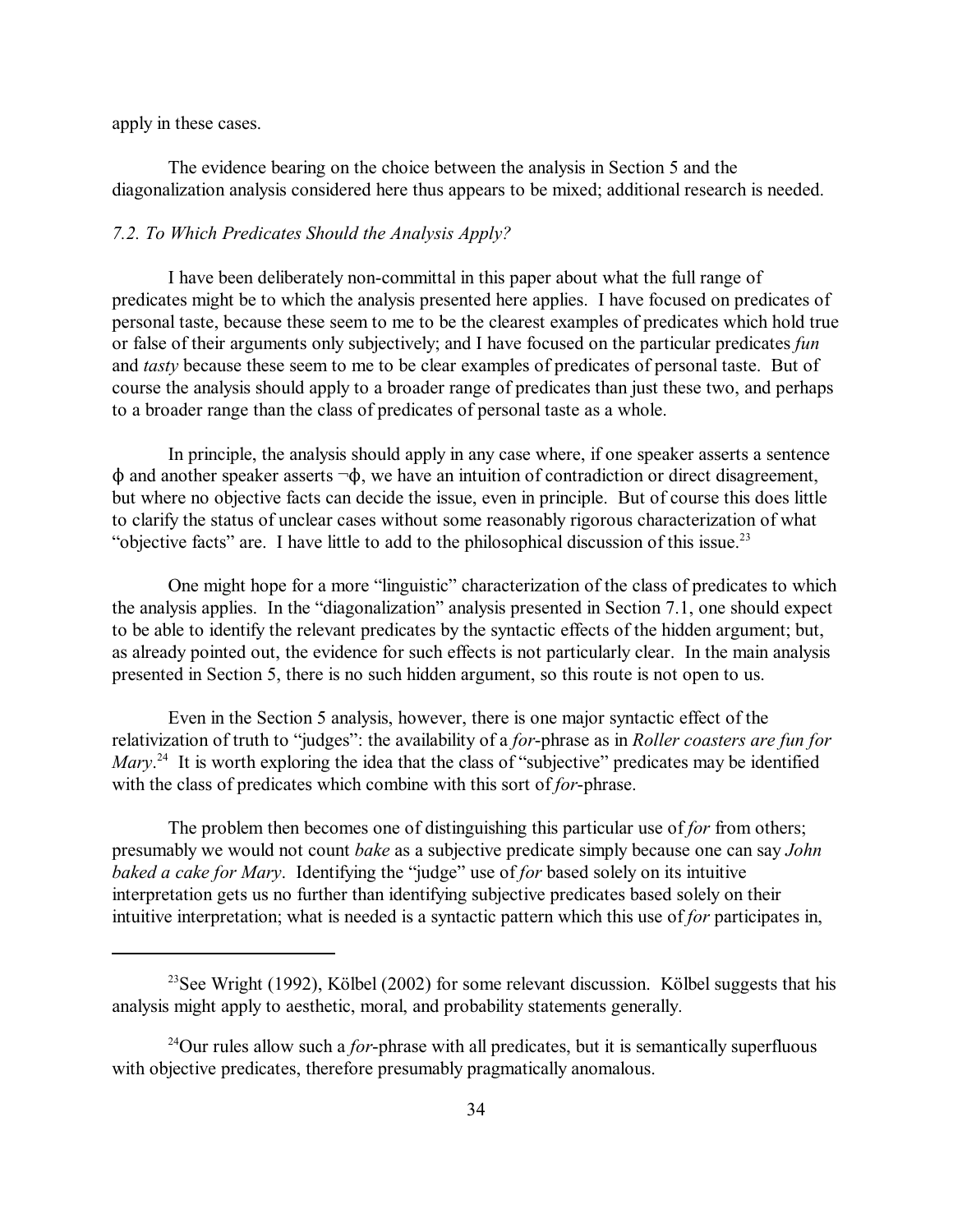apply in these cases.

The evidence bearing on the choice between the analysis in Section 5 and the diagonalization analysis considered here thus appears to be mixed; additional research is needed.

### *7.2. To Which Predicates Should the Analysis Apply?*

I have been deliberately non-committal in this paper about what the full range of predicates might be to which the analysis presented here applies. I have focused on predicates of personal taste, because these seem to me to be the clearest examples of predicates which hold true or false of their arguments only subjectively; and I have focused on the particular predicates *fun* and *tasty* because these seem to me to be clear examples of predicates of personal taste. But of course the analysis should apply to a broader range of predicates than just these two, and perhaps to a broader range than the class of predicates of personal taste as a whole.

In principle, the analysis should apply in any case where, if one speaker asserts a sentence $\phi$ and another speaker asserts $\neg\phi$, we have an intuition of contradiction or direct disagreement, but where no objective facts can decide the issue, even in principle. But of course this does little to clarify the status of unclear cases without some reasonably rigorous characterization of what "objective facts" are. I have little to add to the philosophical discussion of this issue.[23]

One might hope for a more "linguistic" characterization of the class of predicates to which the analysis applies. In the "diagonalization" analysis presented in Section 7.1, one should expect to be able to identify the relevant predicates by the syntactic effects of the hidden argument; but, as already pointed out, the evidence for such effects is not particularly clear. In the main analysis presented in Section 5, there is no such hidden argument, so this route is not open to us.

Even in the Section 5 analysis, however, there is one major syntactic effect of the relativization of truth to "judges": the availability of a *for*-phrase as in *Roller coasters are fun for Mary*.[24] It is worth exploring the idea that the class of "subjective" predicates may be identified with the class of predicates which combine with this sort of *for*-phrase.

The problem then becomes one of distinguishing this particular use of *for* from others; presumably we would not count *bake* as a subjective predicate simply because one can say *John baked a cake for Mary*. Identifying the "judge" use of *for* based solely on its intuitive interpretation gets us no further than identifying subjective predicates based solely on their intuitive interpretation; what is needed is a syntactic pattern which this use of *for* participates in,

---

[23]See Wright (1992), Kölbel (2002) for some relevant discussion. Kölbel suggests that his analysis might apply to aesthetic, moral, and probability statements generally.

[24]Our rules allow such a *for*-phrase with all predicates, but it is semantically superfluous with objective predicates, therefore presumably pragmatically anomalous.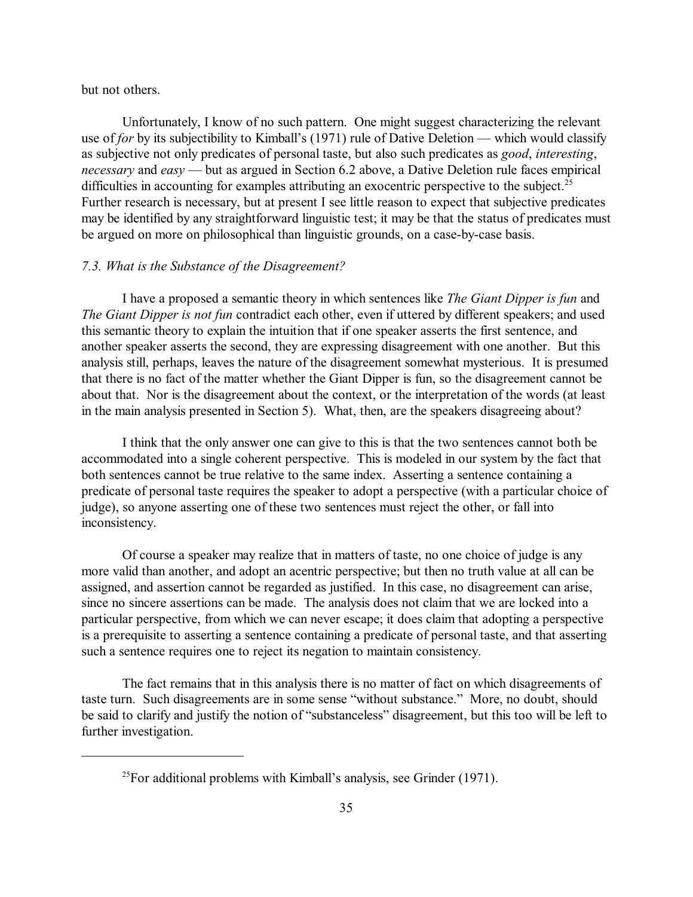but not others.

Unfortunately, I know of no such pattern. One might suggest characterizing the relevant use of *for* by its subjectibility to Kimball's (1971) rule of Dative Deletion — which would classify as subjective not only predicates of personal taste, but also such predicates as *good*, *interesting*, *necessary* and *easy* — but as argued in Section 6.2 above, a Dative Deletion rule faces empirical difficulties in accounting for examples attributing an exocentric perspective to the subject.[25] Further research is necessary, but at present I see little reason to expect that subjective predicates may be identified by any straightforward linguistic test; it may be that the status of predicates must be argued on more on philosophical than linguistic grounds, on a case-by-case basis.

### *7.3. What is the Substance of the Disagreement?*

I have a proposed a semantic theory in which sentences like *The Giant Dipper is fun* and *The Giant Dipper is not fun* contradict each other, even if uttered by different speakers; and used this semantic theory to explain the intuition that if one speaker asserts the first sentence, and another speaker asserts the second, they are expressing disagreement with one another. But this analysis still, perhaps, leaves the nature of the disagreement somewhat mysterious. It is presumed that there is no fact of the matter whether the Giant Dipper is fun, so the disagreement cannot be about that. Nor is the disagreement about the context, or the interpretation of the words (at least in the main analysis presented in Section 5). What, then, are the speakers disagreeing about?

I think that the only answer one can give to this is that the two sentences cannot both be accommodated into a single coherent perspective. This is modeled in our system by the fact that both sentences cannot be true relative to the same index. Asserting a sentence containing a predicate of personal taste requires the speaker to adopt a perspective (with a particular choice of judge), so anyone asserting one of these two sentences must reject the other, or fall into inconsistency.

Of course a speaker may realize that in matters of taste, no one choice of judge is any more valid than another, and adopt an acentric perspective; but then no truth value at all can be assigned, and assertion cannot be regarded as justified. In this case, no disagreement can arise, since no sincere assertions can be made. The analysis does not claim that we are locked into a particular perspective, from which we can never escape; it does claim that adopting a perspective is a prerequisite to asserting a sentence containing a predicate of personal taste, and that asserting such a sentence requires one to reject its negation to maintain consistency.

The fact remains that in this analysis there is no matter of fact on which disagreements of taste turn. Such disagreements are in some sense "without substance." More, no doubt, should be said to clarify and justify the notion of "substanceless" disagreement, but this too will be left to further investigation.

---

[25]For additional problems with Kimball's analysis, see Grinder (1971).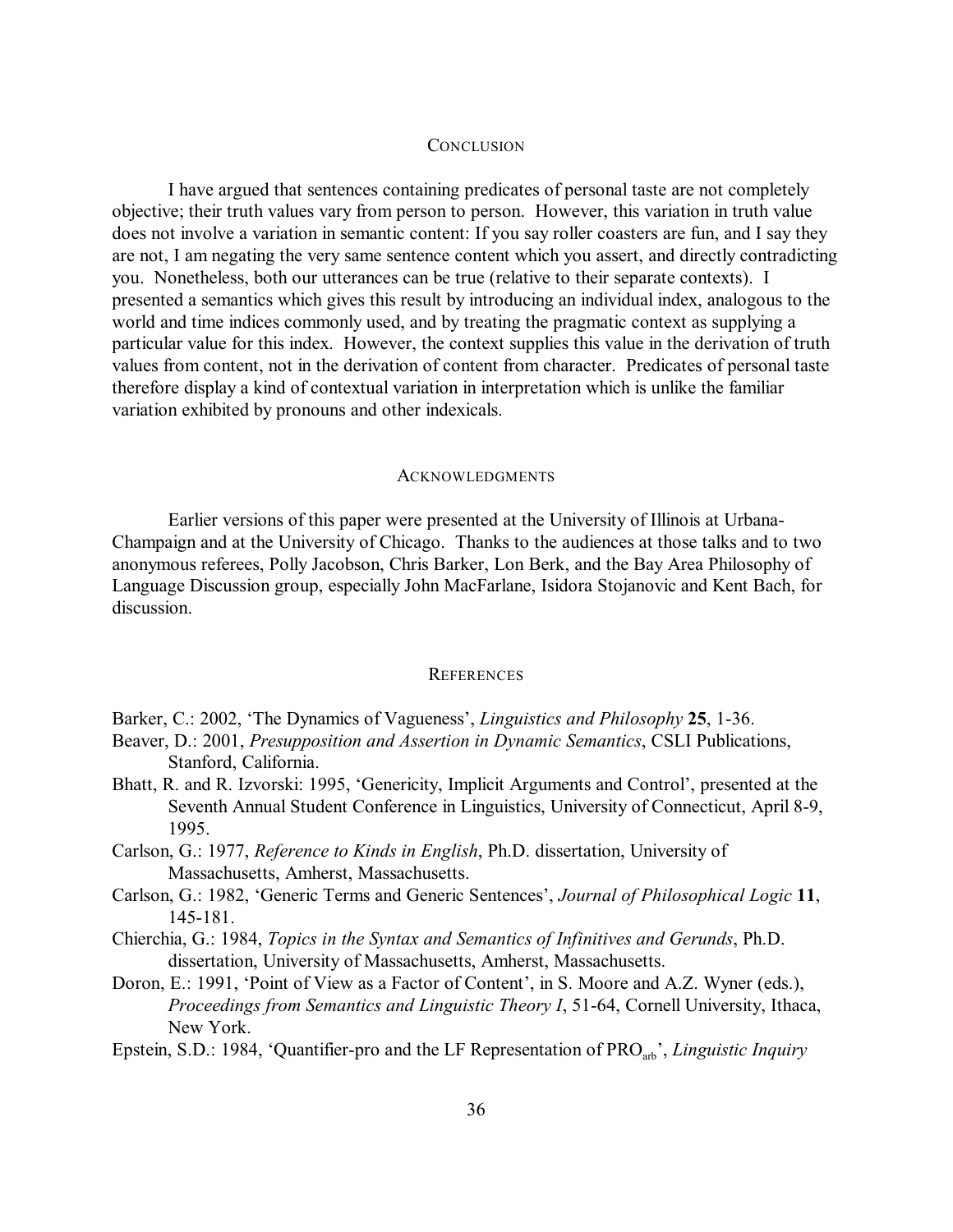## Conclusion

I have argued that sentences containing predicates of personal taste are not completely objective; their truth values vary from person to person. However, this variation in truth value does not involve a variation in semantic content: If you say roller coasters are fun, and I say they are not, I am negating the very same sentence content which you assert, and directly contradicting you. Nonetheless, both our utterances can be true (relative to their separate contexts). I presented a semantics which gives this result by introducing an individual index, analogous to the world and time indices commonly used, and by treating the pragmatic context as supplying a particular value for this index. However, the context supplies this value in the derivation of truth values from content, not in the derivation of content from character. Predicates of personal taste therefore display a kind of contextual variation in interpretation which is unlike the familiar variation exhibited by pronouns and other indexicals.

## Acknowledgments

Earlier versions of this paper were presented at the University of Illinois at Urbana-Champaign and at the University of Chicago. Thanks to the audiences at those talks and to two anonymous referees, Polly Jacobson, Chris Barker, Lon Berk, and the Bay Area Philosophy of Language Discussion group, especially John MacFarlane, Isidora Stojanovic and Kent Bach, for discussion.

## References

Barker, C.: 2002, 'The Dynamics of Vagueness', *Linguistics and Philosophy* **25**, 1-36.

Beaver, D.: 2001, *Presupposition and Assertion in Dynamic Semantics*, CSLI Publications, Stanford, California.

Bhatt, R. and R. Izvorski: 1995, 'Genericity, Implicit Arguments and Control', presented at the Seventh Annual Student Conference in Linguistics, University of Connecticut, April 8-9, 1995.

Carlson, G.: 1977, *Reference to Kinds in English*, Ph.D. dissertation, University of Massachusetts, Amherst, Massachusetts.

Carlson, G.: 1982, 'Generic Terms and Generic Sentences', *Journal of Philosophical Logic* **11**, 145-181.

Chierchia, G.: 1984, *Topics in the Syntax and Semantics of Infinitives and Gerunds*, Ph.D. dissertation, University of Massachusetts, Amherst, Massachusetts.

Doron, E.: 1991, 'Point of View as a Factor of Content', in S. Moore and A.Z. Wyner (eds.), *Proceedings from Semantics and Linguistic Theory I*, 51-64, Cornell University, Ithaca, New York.

Epstein, S.D.: 1984, 'Quantifier-pro and the LF Representation of $PRO_{arb}$', *Linguistic Inquiry*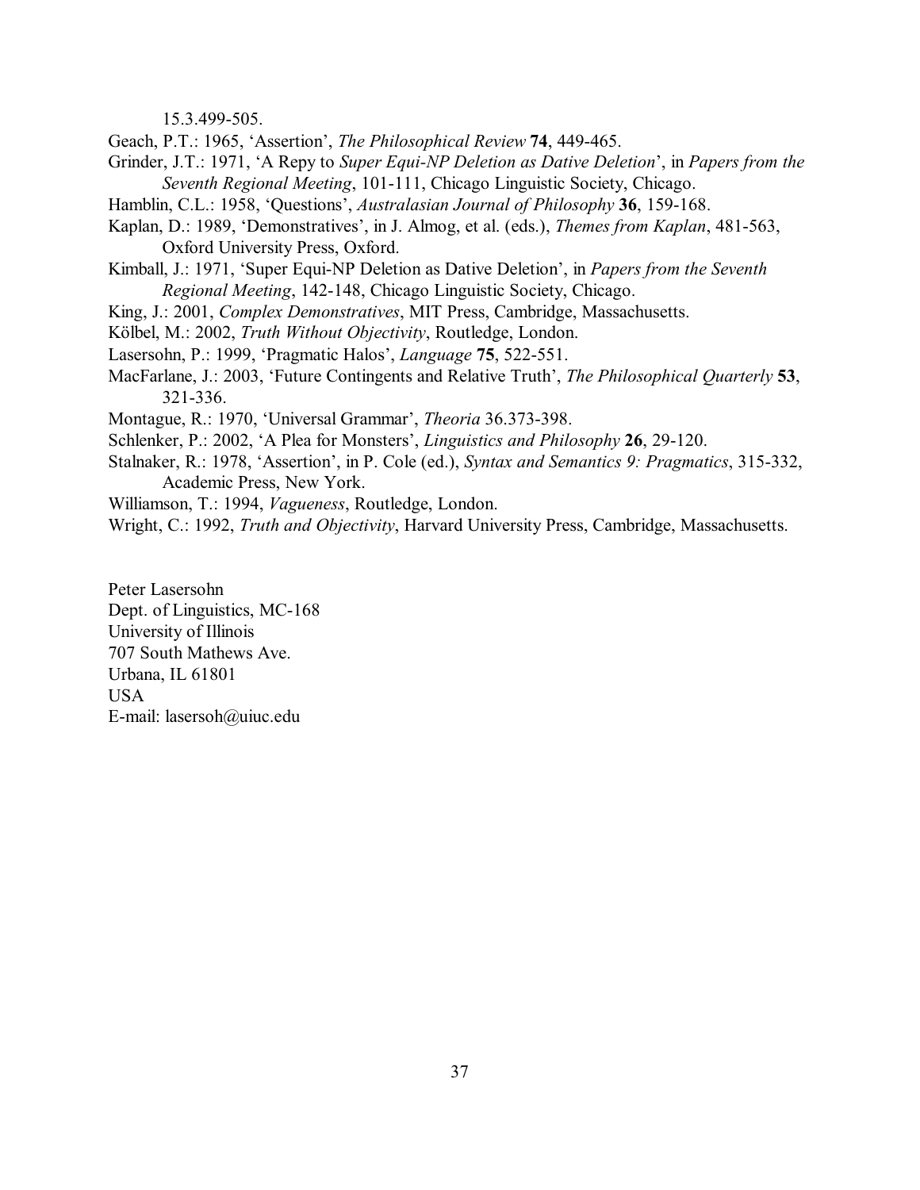15.3.499-505.

Geach, P.T.: 1965, 'Assertion', *The Philosophical Review* **74**, 449-465.

Grinder, J.T.: 1971, 'A Repy to *Super Equi-NP Deletion as Dative Deletion*', in *Papers from the Seventh Regional Meeting*, 101-111, Chicago Linguistic Society, Chicago.

Hamblin, C.L.: 1958, 'Questions', *Australasian Journal of Philosophy* **36**, 159-168.

Kaplan, D.: 1989, 'Demonstratives', in J. Almog, et al. (eds.), *Themes from Kaplan*, 481-563, Oxford University Press, Oxford.

Kimball, J.: 1971, 'Super Equi-NP Deletion as Dative Deletion', in *Papers from the Seventh Regional Meeting*, 142-148, Chicago Linguistic Society, Chicago.

King, J.: 2001, *Complex Demonstratives*, MIT Press, Cambridge, Massachusetts.

Kölbel, M.: 2002, *Truth Without Objectivity*, Routledge, London.

Lasersohn, P.: 1999, 'Pragmatic Halos', *Language* **75**, 522-551.

MacFarlane, J.: 2003, 'Future Contingents and Relative Truth', *The Philosophical Quarterly* **53**, 321-336.

Montague, R.: 1970, 'Universal Grammar', *Theoria* 36.373-398.

Schlenker, P.: 2002, 'A Plea for Monsters', *Linguistics and Philosophy* **26**, 29-120.

Stalnaker, R.: 1978, 'Assertion', in P. Cole (ed.), *Syntax and Semantics 9: Pragmatics*, 315-332, Academic Press, New York.

Williamson, T.: 1994, *Vagueness*, Routledge, London.

Wright, C.: 1992, *Truth and Objectivity*, Harvard University Press, Cambridge, Massachusetts.

Peter Lasersohn
Dept. of Linguistics, MC-168
University of Illinois
707 South Mathews Ave.
Urbana, IL 61801
USA
E-mail: lasersoh@uiuc.edu